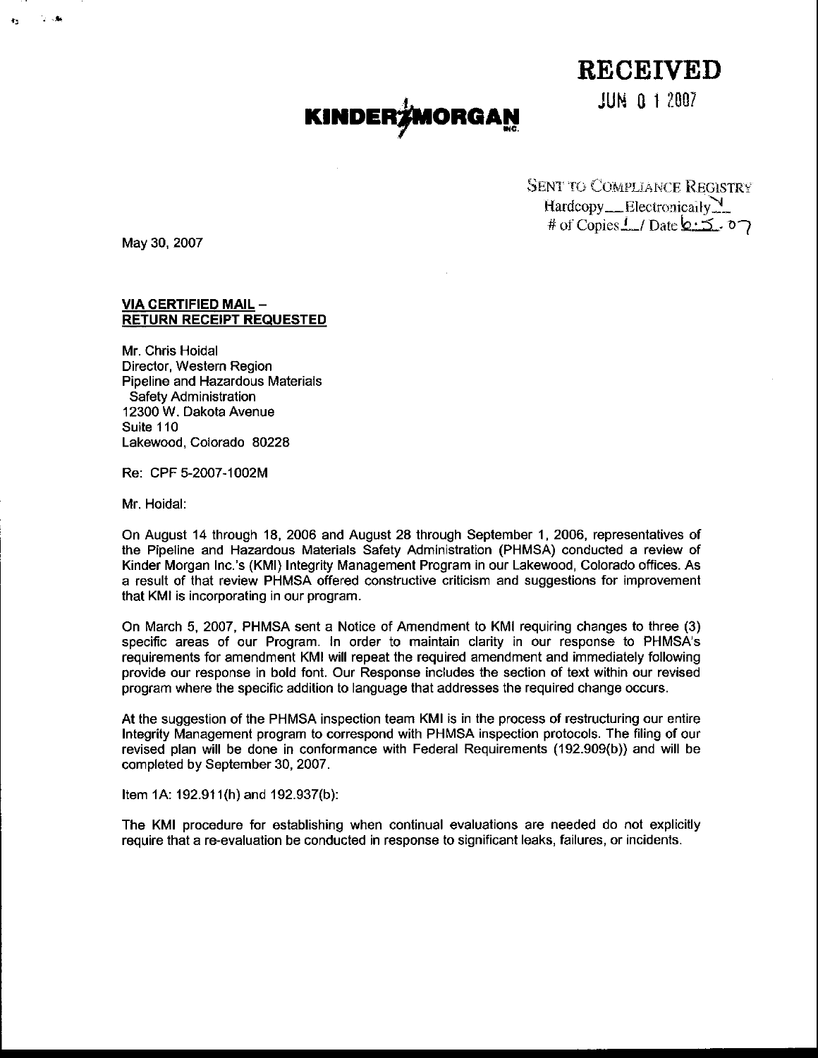**KINDER MORGAN**

**RECEIVED**

JUN 01 2007

SENT TO COMPLIANCE REGISTRY
Hardcopy___Electronically✓
# of Copies 1 / Date 6.5.07

May 30, 2007

**VIA CERTIFIED MAIL – RETURN RECEIPT REQUESTED**

Mr. Chris Hoidal
Director, Western Region
Pipeline and Hazardous Materials
Safety Administration
12300 W. Dakota Avenue
Suite 110
Lakewood, Colorado 80228

Re: CPF 5-2007-1002M

Mr. Hoidal:

On August 14 through 18, 2006 and August 28 through September 1, 2006, representatives of the Pipeline and Hazardous Materials Safety Administration (PHMSA) conducted a review of Kinder Morgan Inc.'s (KMI) Integrity Management Program in our Lakewood, Colorado offices. As a result of that review PHMSA offered constructive criticism and suggestions for improvement that KMI is incorporating in our program.

On March 5, 2007, PHMSA sent a Notice of Amendment to KMI requiring changes to three (3) specific areas of our Program. In order to maintain clarity in our response to PHMSA's requirements for amendment KMI will repeat the required amendment and immediately following provide our response in bold font. Our Response includes the section of text within our revised program where the specific addition to language that addresses the required change occurs.

At the suggestion of the PHMSA inspection team KMI is in the process of restructuring our entire Integrity Management program to correspond with PHMSA inspection protocols. The filing of our revised plan will be done in conformance with Federal Requirements (192.909(b)) and will be completed by September 30, 2007.

Item 1A: 192.911(h) and 192.937(b):

The KMI procedure for establishing when continual evaluations are needed do not explicitly require that a re-evaluation be conducted in response to significant leaks, failures, or incidents.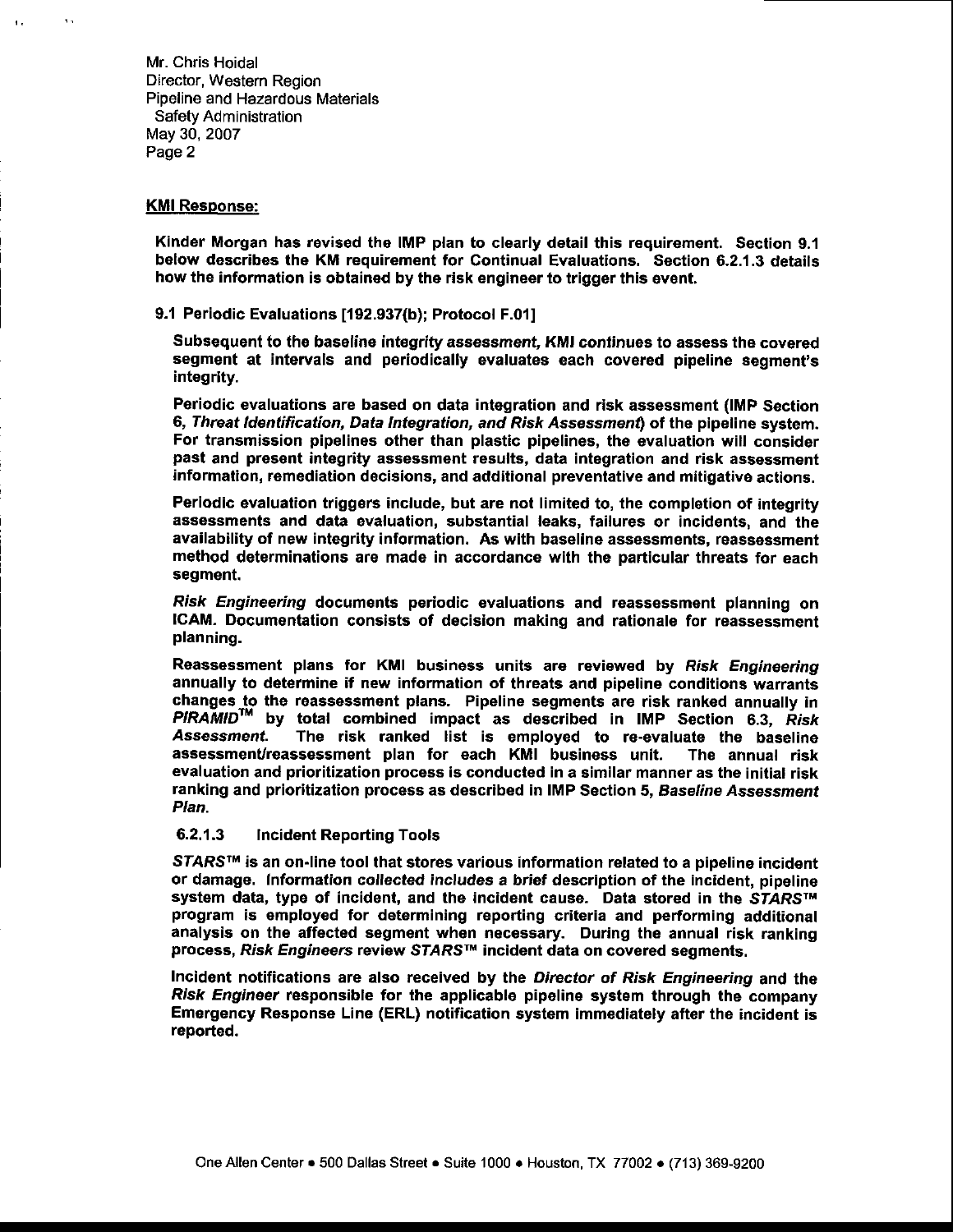Mr. Chris Hoidal
Director, Western Region
Pipeline and Hazardous Materials
Safety Administration
May 30, 2007
Page 2

**KMI Response:**

**Kinder Morgan has revised the IMP plan to clearly detail this requirement. Section 9.1 below describes the KM requirement for Continual Evaluations. Section 6.2.1.3 details how the information is obtained by the risk engineer to trigger this event.**

**9.1 Periodic Evaluations [192.937(b); Protocol F.01]**

**Subsequent to the baseline integrity assessment, KMI continues to assess the covered segment at intervals and periodically evaluates each covered pipeline segment's integrity.**

**Periodic evaluations are based on data integration and risk assessment (IMP Section 6, *Threat Identification, Data Integration, and Risk Assessment*) of the pipeline system. For transmission pipelines other than plastic pipelines, the evaluation will consider past and present integrity assessment results, data integration and risk assessment information, remediation decisions, and additional preventative and mitigative actions.**

**Periodic evaluation triggers include, but are not limited to, the completion of integrity assessments and data evaluation, substantial leaks, failures or incidents, and the availability of new integrity information. As with baseline assessments, reassessment method determinations are made in accordance with the particular threats for each segment.**

***Risk Engineering* documents periodic evaluations and reassessment planning on ICAM. Documentation consists of decision making and rationale for reassessment planning.**

**Reassessment plans for KMI business units are reviewed by *Risk Engineering* annually to determine if new information of threats and pipeline conditions warrants changes to the reassessment plans. Pipeline segments are risk ranked annually in *PIRAMID™* by total combined impact as described in IMP Section 6.3, *Risk Assessment*. The risk ranked list is employed to re-evaluate the baseline assessment/reassessment plan for each KMI business unit. The annual risk evaluation and prioritization process is conducted in a similar manner as the initial risk ranking and prioritization process as described in IMP Section 5, *Baseline Assessment Plan*.**

**6.2.1.3 Incident Reporting Tools**

***STARS™* is an on-line tool that stores various information related to a pipeline incident or damage. Information collected includes a brief description of the incident, pipeline system data, type of incident, and the incident cause. Data stored in the *STARS™* program is employed for determining reporting criteria and performing additional analysis on the affected segment when necessary. During the annual risk ranking process, *Risk Engineers* review *STARS™* incident data on covered segments.**

**Incident notifications are also received by the *Director of Risk Engineering* and the *Risk Engineer* responsible for the applicable pipeline system through the company Emergency Response Line (ERL) notification system immediately after the incident is reported.**

One Allen Center • 500 Dallas Street • Suite 1000 • Houston, TX 77002 • (713) 369-9200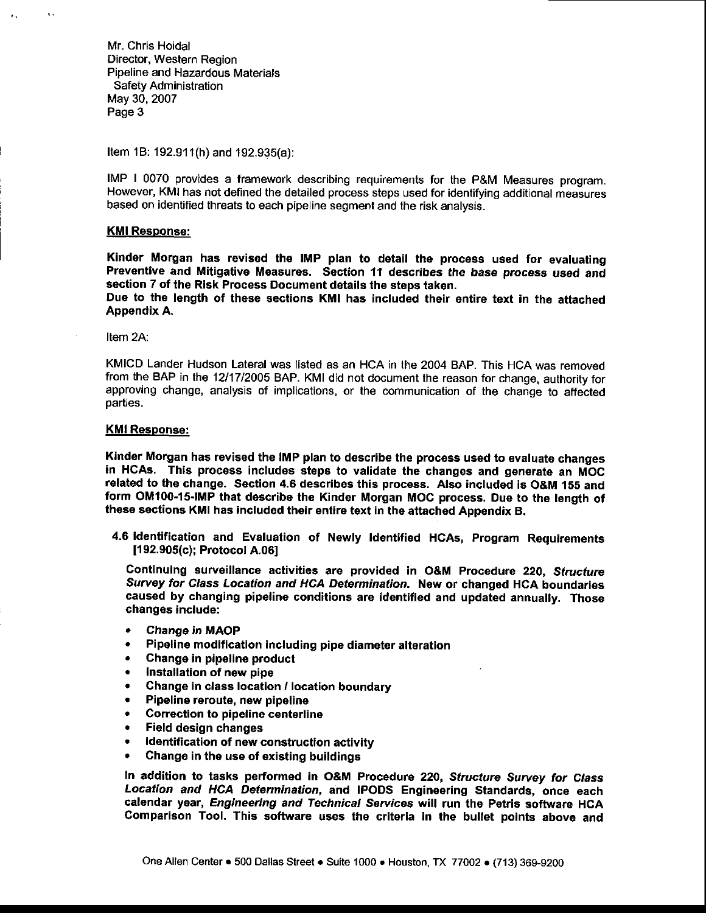Mr. Chris Hoidal
Director, Western Region
Pipeline and Hazardous Materials
Safety Administration
May 30, 2007

Item 1B: 192.911(h) and 192.935(a):

IMP I 0070 provides a framework describing requirements for the P&M Measures program. However, KMI has not defined the detailed process steps used for identifying additional measures based on identified threats to each pipeline segment and the risk analysis.

**KMI Response:**

**Kinder Morgan has revised the IMP plan to detail the process used for evaluating Preventive and Mitigative Measures. Section 11 describes the base process used and section 7 of the Risk Process Document details the steps taken.**
**Due to the length of these sections KMI has included their entire text in the attached Appendix A.**

Item 2A:

KMICD Lander Hudson Lateral was listed as an HCA in the 2004 BAP. This HCA was removed from the BAP in the 12/17/2005 BAP. KMI did not document the reason for change, authority for approving change, analysis of implications, or the communication of the change to affected parties.

**KMI Response:**

**Kinder Morgan has revised the IMP plan to describe the process used to evaluate changes in HCAs. This process includes steps to validate the changes and generate an MOC related to the change. Section 4.6 describes this process. Also included is O&M 155 and form OM100-15-IMP that describe the Kinder Morgan MOC process. Due to the length of these sections KMI has included their entire text in the attached Appendix B.**

**4.6 Identification and Evaluation of Newly Identified HCAs, Program Requirements [192.905(c); Protocol A.06]**

**Continuing surveillance activities are provided in O&M Procedure 220, *Structure Survey for Class Location and HCA Determination*. New or changed HCA boundaries caused by changing pipeline conditions are identified and updated annually. Those changes include:**

- **Change in MAOP**
- **Pipeline modification including pipe diameter alteration**
- **Change in pipeline product**
- **Installation of new pipe**
- **Change in class location / location boundary**
- **Pipeline reroute, new pipeline**
- **Correction to pipeline centerline**
- **Field design changes**
- **Identification of new construction activity**
- **Change in the use of existing buildings**

**In addition to tasks performed in O&M Procedure 220, *Structure Survey for Class Location and HCA Determination*, and IPODS Engineering Standards, once each calendar year, *Engineering and Technical Services* will run the Petris software HCA Comparison Tool. This software uses the criteria in the bullet points above and**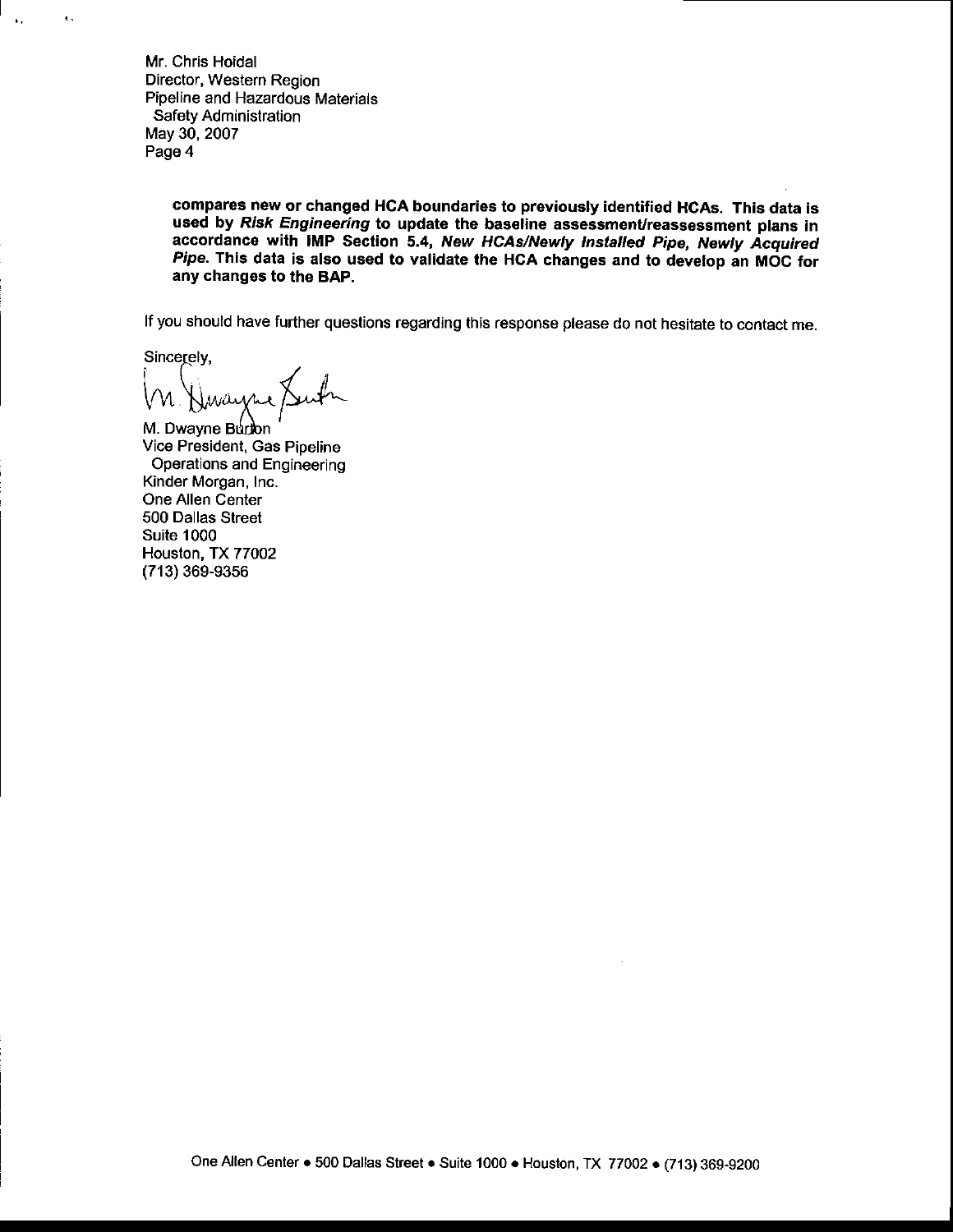Mr. Chris Hoidal
Director, Western Region
Pipeline and Hazardous Materials
Safety Administration
May 30, 2007
Page 4

> **compares new or changed HCA boundaries to previously identified HCAs. This data is used by *Risk Engineering* to update the baseline assessment/reassessment plans in accordance with IMP Section 5.4, *New HCAs/Newly Installed Pipe, Newly Acquired Pipe*. This data is also used to validate the HCA changes and to develop an MOC for any changes to the BAP.**

If you should have further questions regarding this response please do not hesitate to contact me.

Sincerely,

M. Dwayne Burton
Vice President, Gas Pipeline
Operations and Engineering
Kinder Morgan, Inc.
One Allen Center
500 Dallas Street
Suite 1000
Houston, TX 77002
(713) 369-9356

One Allen Center • 500 Dallas Street • Suite 1000 • Houston, TX 77002 • (713) 369-9200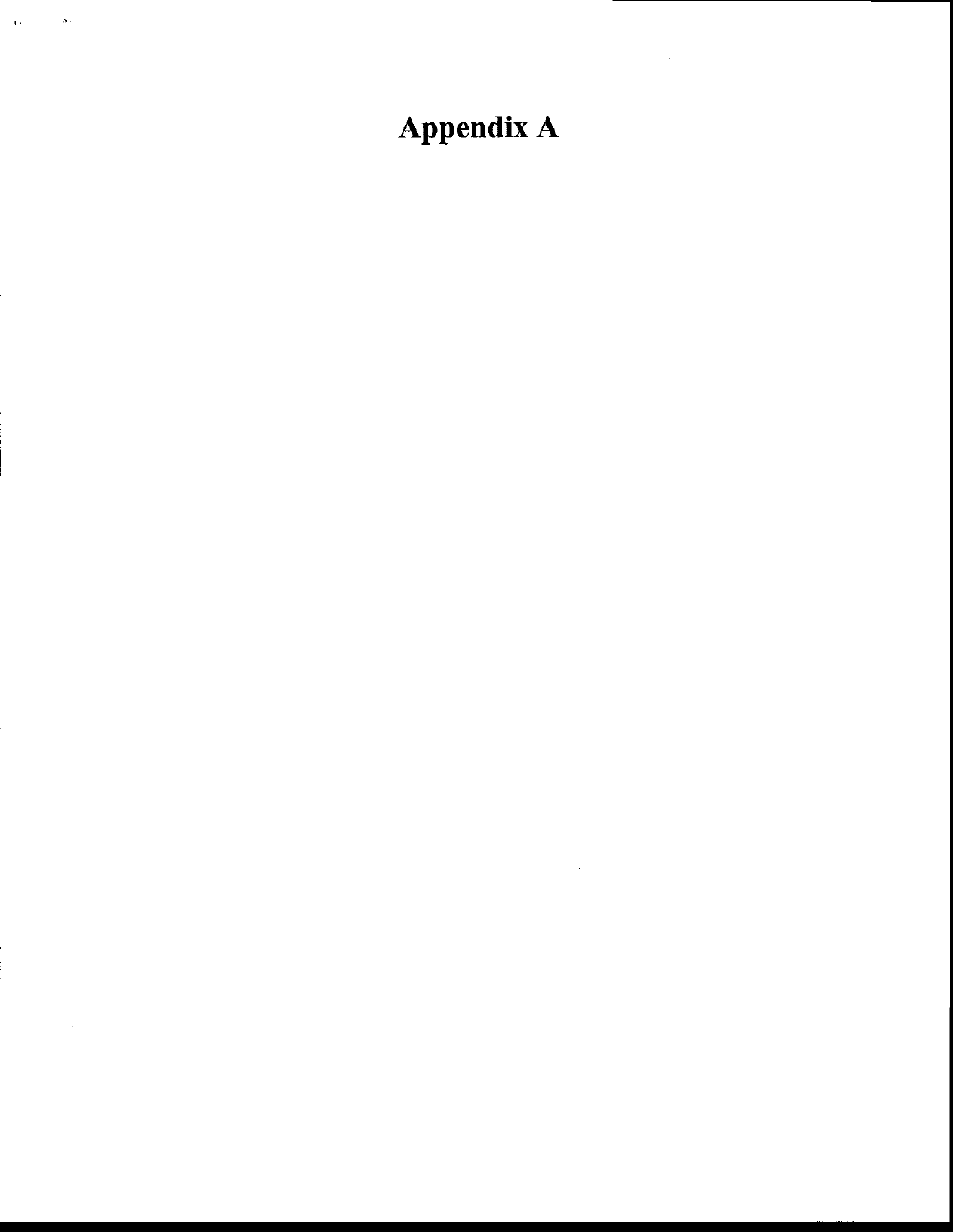# Appendix A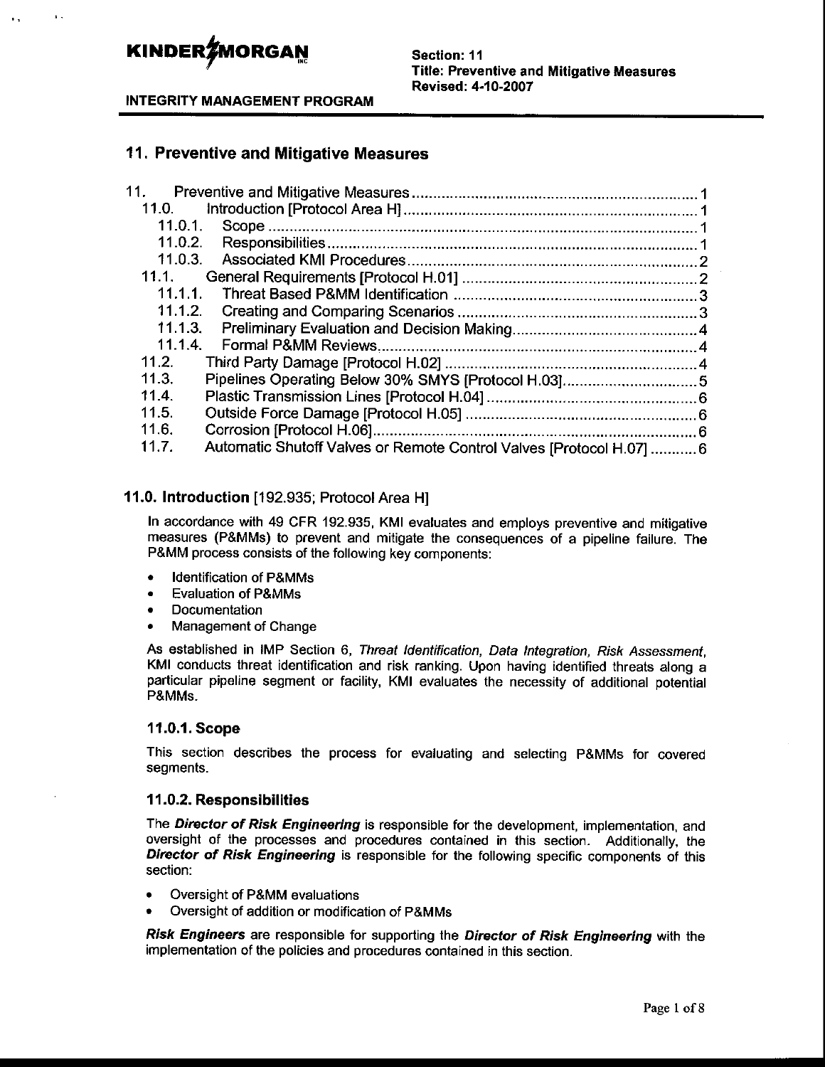# 11. Preventive and Mitigative Measures

- 11. Preventive and Mitigative Measures ..... 1
  - 11.0. Introduction [Protocol Area H] ..... 1
    - 11.0.1. Scope ..... 1
    - 11.0.2. Responsibilities ..... 1
    - 11.0.3. Associated KMI Procedures ..... 2
  - 11.1. General Requirements [Protocol H.01] ..... 2
    - 11.1.1. Threat Based P&MM Identification ..... 3
    - 11.1.2. Creating and Comparing Scenarios ..... 3
    - 11.1.3. Preliminary Evaluation and Decision Making ..... 4
    - 11.1.4. Formal P&MM Reviews ..... 4
  - 11.2. Third Party Damage [Protocol H.02] ..... 4
  - 11.3. Pipelines Operating Below 30% SMYS [Protocol H.03] ..... 5
  - 11.4. Plastic Transmission Lines [Protocol H.04] ..... 6
  - 11.5. Outside Force Damage [Protocol H.05] ..... 6
  - 11.6. Corrosion [Protocol H.06] ..... 6
  - 11.7. Automatic Shutoff Valves or Remote Control Valves [Protocol H.07] ..... 6

## 11.0. Introduction [192.935; Protocol Area H]

In accordance with 49 CFR 192.935, KMI evaluates and employs preventive and mitigative measures (P&MMs) to prevent and mitigate the consequences of a pipeline failure. The P&MM process consists of the following key components:

- Identification of P&MMs
- Evaluation of P&MMs
- Documentation
- Management of Change

As established in IMP Section 6, *Threat Identification, Data Integration, Risk Assessment*, KMI conducts threat identification and risk ranking. Upon having identified threats along a particular pipeline segment or facility, KMI evaluates the necessity of additional potential P&MMs.

### 11.0.1. Scope

This section describes the process for evaluating and selecting P&MMs for covered segments.

### 11.0.2. Responsibilities

The ***Director of Risk Engineering*** is responsible for the development, implementation, and oversight of the processes and procedures contained in this section. Additionally, the ***Director of Risk Engineering*** is responsible for the following specific components of this section:

- Oversight of P&MM evaluations
- Oversight of addition or modification of P&MMs

***Risk Engineers*** are responsible for supporting the ***Director of Risk Engineering*** with the implementation of the policies and procedures contained in this section.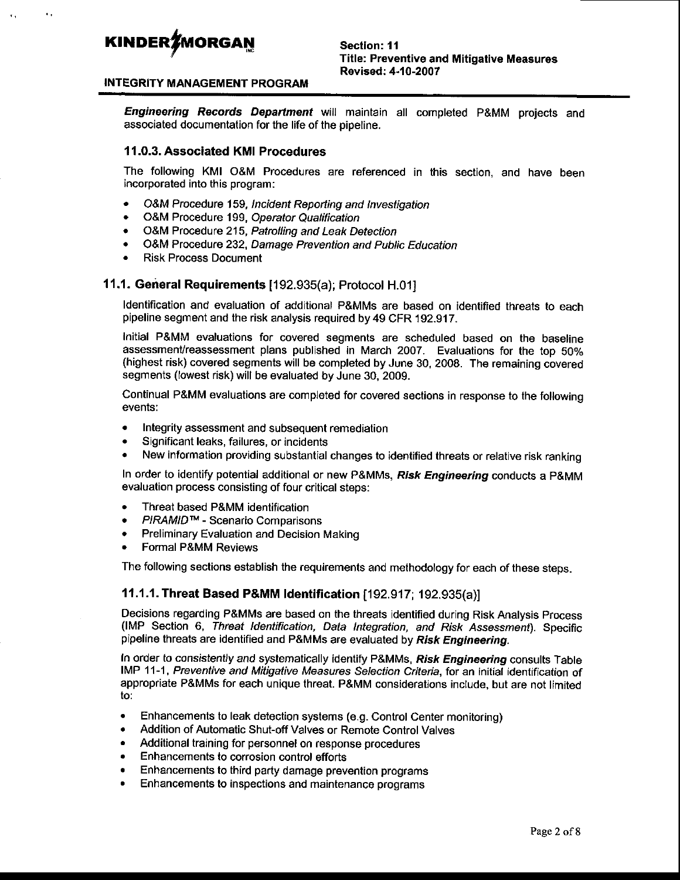***Engineering Records Department*** will maintain all completed P&MM projects and associated documentation for the life of the pipeline.

### 11.0.3. Associated KMI Procedures

The following KMI O&M Procedures are referenced in this section, and have been incorporated into this program:

- O&M Procedure 159, *Incident Reporting and Investigation*
- O&M Procedure 199, *Operator Qualification*
- O&M Procedure 215, *Patrolling and Leak Detection*
- O&M Procedure 232, *Damage Prevention and Public Education*
- Risk Process Document

## 11.1. General Requirements [192.935(a); Protocol H.01]

Identification and evaluation of additional P&MMs are based on identified threats to each pipeline segment and the risk analysis required by 49 CFR 192.917.

Initial P&MM evaluations for covered segments are scheduled based on the baseline assessment/reassessment plans published in March 2007. Evaluations for the top 50% (highest risk) covered segments will be completed by June 30, 2008. The remaining covered segments (lowest risk) will be evaluated by June 30, 2009.

Continual P&MM evaluations are completed for covered sections in response to the following events:

- Integrity assessment and subsequent remediation
- Significant leaks, failures, or incidents
- New information providing substantial changes to identified threats or relative risk ranking

In order to identify potential additional or new P&MMs, ***Risk Engineering*** conducts a P&MM evaluation process consisting of four critical steps:

- Threat based P&MM identification
- *PIRAMID™* - Scenario Comparisons
- Preliminary Evaluation and Decision Making
- Formal P&MM Reviews

The following sections establish the requirements and methodology for each of these steps.

### 11.1.1. Threat Based P&MM Identification [192.917; 192.935(a)]

Decisions regarding P&MMs are based on the threats identified during Risk Analysis Process (IMP Section 6, *Threat Identification, Data Integration, and Risk Assessment*). Specific pipeline threats are identified and P&MMs are evaluated by ***Risk Engineering***.

In order to consistently and systematically identify P&MMs, ***Risk Engineering*** consults Table IMP 11-1, *Preventive and Mitigative Measures Selection Criteria*, for an initial identification of appropriate P&MMs for each unique threat. P&MM considerations include, but are not limited to:

- Enhancements to leak detection systems (e.g. Control Center monitoring)
- Addition of Automatic Shut-off Valves or Remote Control Valves
- Additional training for personnel on response procedures
- Enhancements to corrosion control efforts
- Enhancements to third party damage prevention programs
- Enhancements to inspections and maintenance programs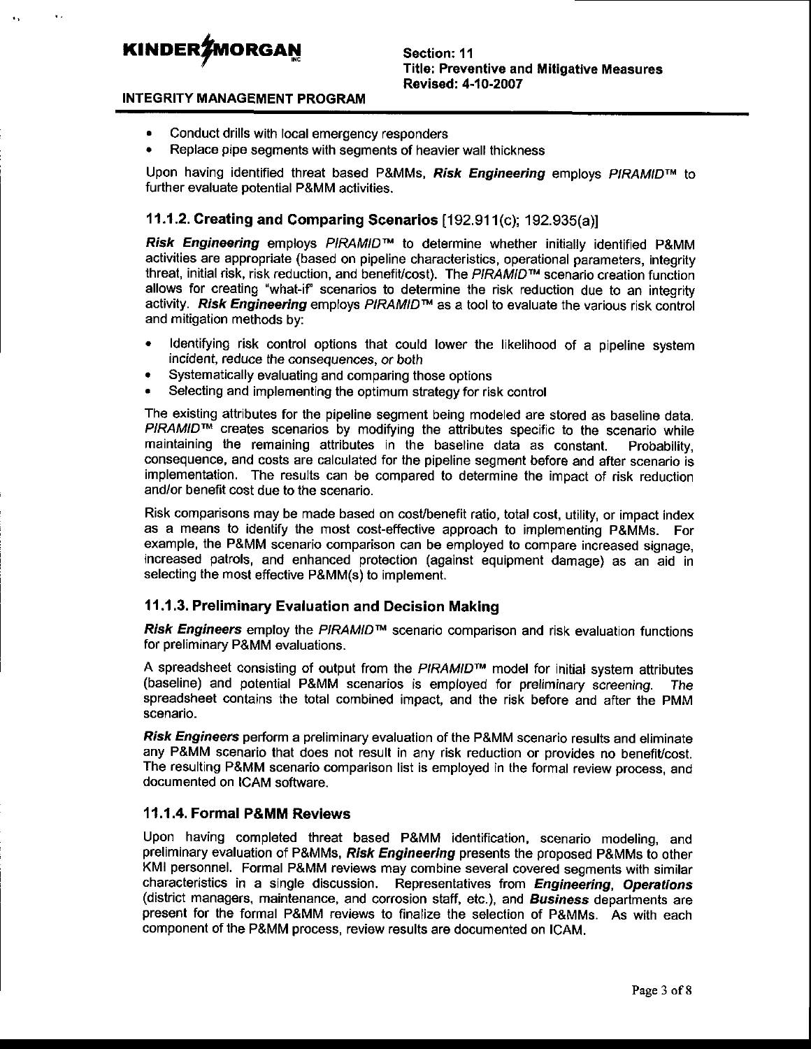- Conduct drills with local emergency responders
- Replace pipe segments with segments of heavier wall thickness

Upon having identified threat based P&MMs, ***Risk Engineering*** employs *PIRAMID™* to further evaluate potential P&MM activities.

### 11.1.2. Creating and Comparing Scenarios [192.911(c); 192.935(a)]

***Risk Engineering*** employs *PIRAMID™* to determine whether initially identified P&MM activities are appropriate (based on pipeline characteristics, operational parameters, integrity threat, initial risk, risk reduction, and benefit/cost). The *PIRAMID™* scenario creation function allows for creating "what-if" scenarios to determine the risk reduction due to an integrity activity. ***Risk Engineering*** employs *PIRAMID™* as a tool to evaluate the various risk control and mitigation methods by:

- Identifying risk control options that could lower the likelihood of a pipeline system incident, reduce the consequences, or both
- Systematically evaluating and comparing those options
- Selecting and implementing the optimum strategy for risk control

The existing attributes for the pipeline segment being modeled are stored as baseline data. *PIRAMID™* creates scenarios by modifying the attributes specific to the scenario while maintaining the remaining attributes in the baseline data as constant. Probability, consequence, and costs are calculated for the pipeline segment before and after scenario is implementation. The results can be compared to determine the impact of risk reduction and/or benefit cost due to the scenario.

Risk comparisons may be made based on cost/benefit ratio, total cost, utility, or impact index as a means to identify the most cost-effective approach to implementing P&MMs. For example, the P&MM scenario comparison can be employed to compare increased signage, increased patrols, and enhanced protection (against equipment damage) as an aid in selecting the most effective P&MM(s) to implement.

### 11.1.3. Preliminary Evaluation and Decision Making

***Risk Engineers*** employ the *PIRAMID™* scenario comparison and risk evaluation functions for preliminary P&MM evaluations.

A spreadsheet consisting of output from the *PIRAMID™* model for initial system attributes (baseline) and potential P&MM scenarios is employed for preliminary screening. The spreadsheet contains the total combined impact, and the risk before and after the PMM scenario.

***Risk Engineers*** perform a preliminary evaluation of the P&MM scenario results and eliminate any P&MM scenario that does not result in any risk reduction or provides no benefit/cost. The resulting P&MM scenario comparison list is employed in the formal review process, and documented on ICAM software.

### 11.1.4. Formal P&MM Reviews

Upon having completed threat based P&MM identification, scenario modeling, and preliminary evaluation of P&MMs, ***Risk Engineering*** presents the proposed P&MMs to other KMI personnel. Formal P&MM reviews may combine several covered segments with similar characteristics in a single discussion. Representatives from ***Engineering***, ***Operations*** (district managers, maintenance, and corrosion staff, etc.), and ***Business*** departments are present for the formal P&MM reviews to finalize the selection of P&MMs. As with each component of the P&MM process, review results are documented on ICAM.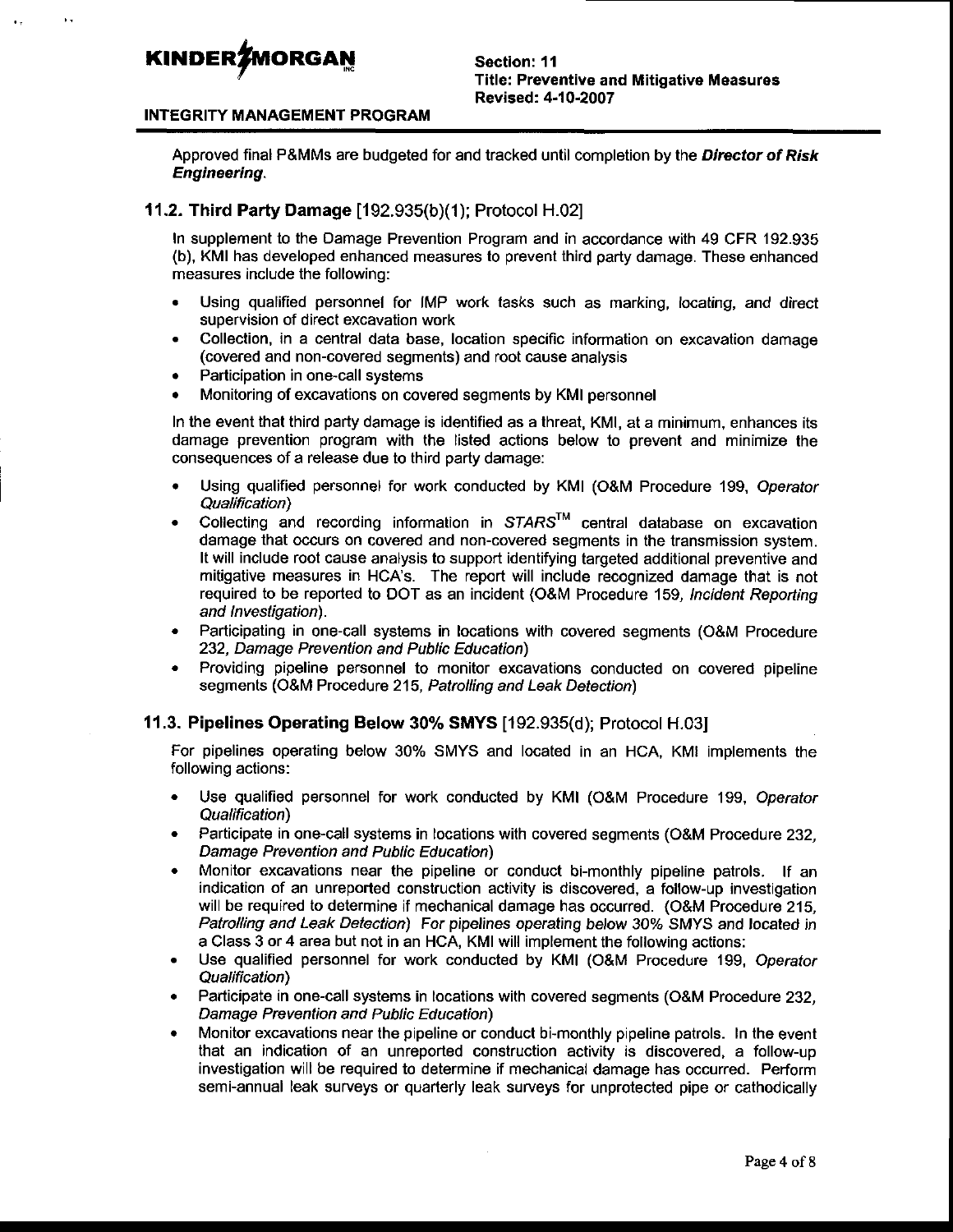Approved final P&MMs are budgeted for and tracked until completion by the ***Director of Risk Engineering***.

## 11.2. Third Party Damage [192.935(b)(1); Protocol H.02]

In supplement to the Damage Prevention Program and in accordance with 49 CFR 192.935 (b), KMI has developed enhanced measures to prevent third party damage. These enhanced measures include the following:

- Using qualified personnel for IMP work tasks such as marking, locating, and direct supervision of direct excavation work
- Collection, in a central data base, location specific information on excavation damage (covered and non-covered segments) and root cause analysis
- Participation in one-call systems
- Monitoring of excavations on covered segments by KMI personnel

In the event that third party damage is identified as a threat, KMI, at a minimum, enhances its damage prevention program with the listed actions below to prevent and minimize the consequences of a release due to third party damage:

- Using qualified personnel for work conducted by KMI (O&M Procedure 199, *Operator Qualification*)
- Collecting and recording information in *STARS*™ central database on excavation damage that occurs on covered and non-covered segments in the transmission system. It will include root cause analysis to support identifying targeted additional preventive and mitigative measures in HCA's. The report will include recognized damage that is not required to be reported to DOT as an incident (O&M Procedure 159, *Incident Reporting and Investigation*).
- Participating in one-call systems in locations with covered segments (O&M Procedure 232, *Damage Prevention and Public Education*)
- Providing pipeline personnel to monitor excavations conducted on covered pipeline segments (O&M Procedure 215, *Patrolling and Leak Detection*)

## 11.3. Pipelines Operating Below 30% SMYS [192.935(d); Protocol H.03]

For pipelines operating below 30% SMYS and located in an HCA, KMI implements the following actions:

- Use qualified personnel for work conducted by KMI (O&M Procedure 199, *Operator Qualification*)
- Participate in one-call systems in locations with covered segments (O&M Procedure 232, *Damage Prevention and Public Education*)
- Monitor excavations near the pipeline or conduct bi-monthly pipeline patrols. If an indication of an unreported construction activity is discovered, a follow-up investigation will be required to determine if mechanical damage has occurred. (O&M Procedure 215, *Patrolling and Leak Detection*) *For pipelines operating below 30% SMYS and located in a Class 3 or 4 area but not in an HCA, KMI will implement the following actions:*
- Use qualified personnel for work conducted by KMI (O&M Procedure 199, *Operator Qualification*)
- Participate in one-call systems in locations with covered segments (O&M Procedure 232, *Damage Prevention and Public Education*)
- Monitor excavations near the pipeline or conduct bi-monthly pipeline patrols. In the event that an indication of an unreported construction activity is discovered, a follow-up investigation will be required to determine if mechanical damage has occurred. Perform semi-annual leak surveys or quarterly leak surveys for unprotected pipe or cathodically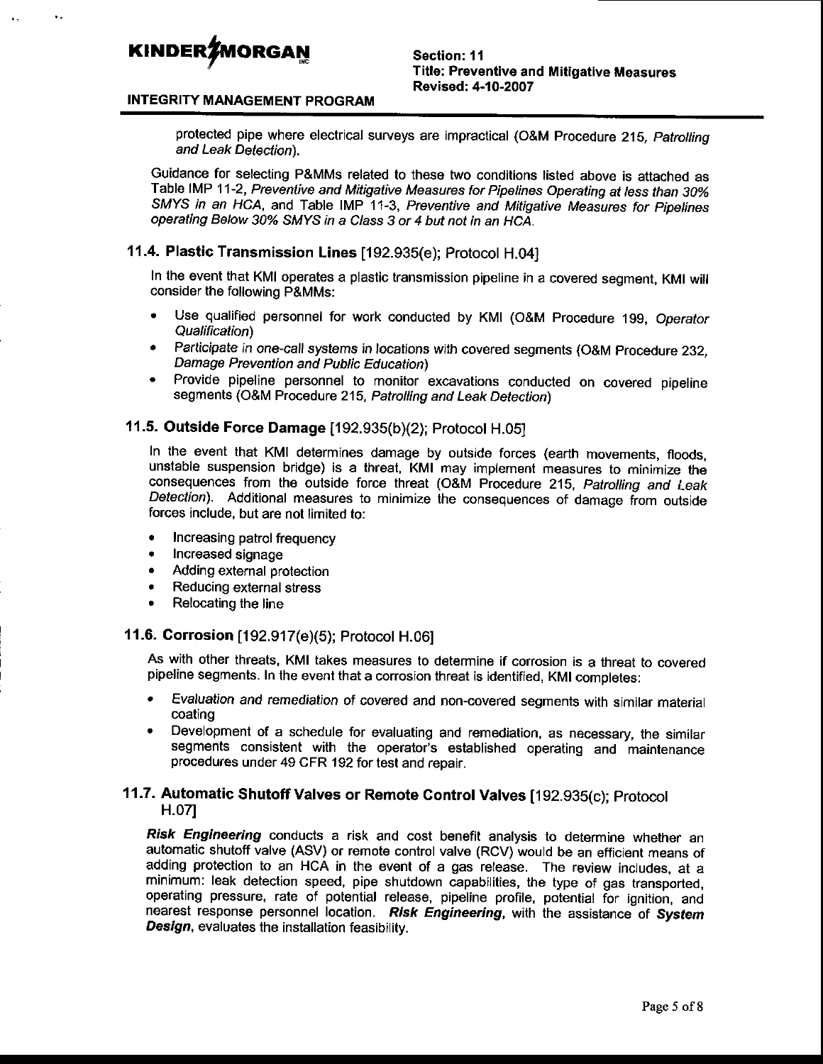protected pipe where electrical surveys are impractical (O&M Procedure 215, *Patrolling and Leak Detection*).

Guidance for selecting P&MMs related to these two conditions listed above is attached as Table IMP 11-2, *Preventive and Mitigative Measures for Pipelines Operating at less than 30% SMYS in an HCA*, and Table IMP 11-3, *Preventive and Mitigative Measures for Pipelines operating Below 30% SMYS in a Class 3 or 4 but not in an HCA*.

## 11.4. Plastic Transmission Lines [192.935(e); Protocol H.04]

In the event that KMI operates a plastic transmission pipeline in a covered segment, KMI will consider the following P&MMs:

- Use qualified personnel for work conducted by KMI (O&M Procedure 199, *Operator Qualification*)
- *Participate in one-call systems* in locations with covered segments (O&M Procedure 232, *Damage Prevention and Public Education*)
- Provide pipeline personnel to monitor excavations conducted on covered pipeline segments (O&M Procedure 215, *Patrolling and Leak Detection*)

## 11.5. Outside Force Damage [192.935(b)(2); Protocol H.05]

In the event that KMI determines damage by outside forces (earth movements, floods, unstable suspension bridge) is a threat, KMI may implement measures to minimize the consequences from the outside force threat (O&M Procedure 215, *Patrolling and Leak Detection*). Additional measures to minimize the consequences of damage from outside forces include, but are not limited to:

- Increasing patrol frequency
- Increased signage
- Adding external protection
- Reducing external stress
- Relocating the line

## 11.6. Corrosion [192.917(e)(5); Protocol H.06]

As with other threats, KMI takes measures to determine if corrosion is a threat to covered pipeline segments. In the event that a corrosion threat is identified, KMI completes:

- *Evaluation and remediation* of covered and non-covered segments with similar material coating
- Development of a schedule for evaluating and remediation, as necessary, the similar segments consistent with the operator's established operating and maintenance procedures under 49 CFR 192 for test and repair.

## 11.7. Automatic Shutoff Valves or Remote Control Valves [192.935(c); Protocol H.07]

***Risk Engineering*** conducts a risk and cost benefit analysis to determine whether an automatic shutoff valve (ASV) or remote control valve (RCV) would be an efficient means of adding protection to an HCA in the event of a gas release. The review includes, at a minimum: leak detection speed, pipe shutdown capabilities, the type of gas transported, operating pressure, rate of potential release, pipeline profile, potential for ignition, and nearest response personnel location. ***Risk Engineering***, with the assistance of ***System Design***, evaluates the installation feasibility.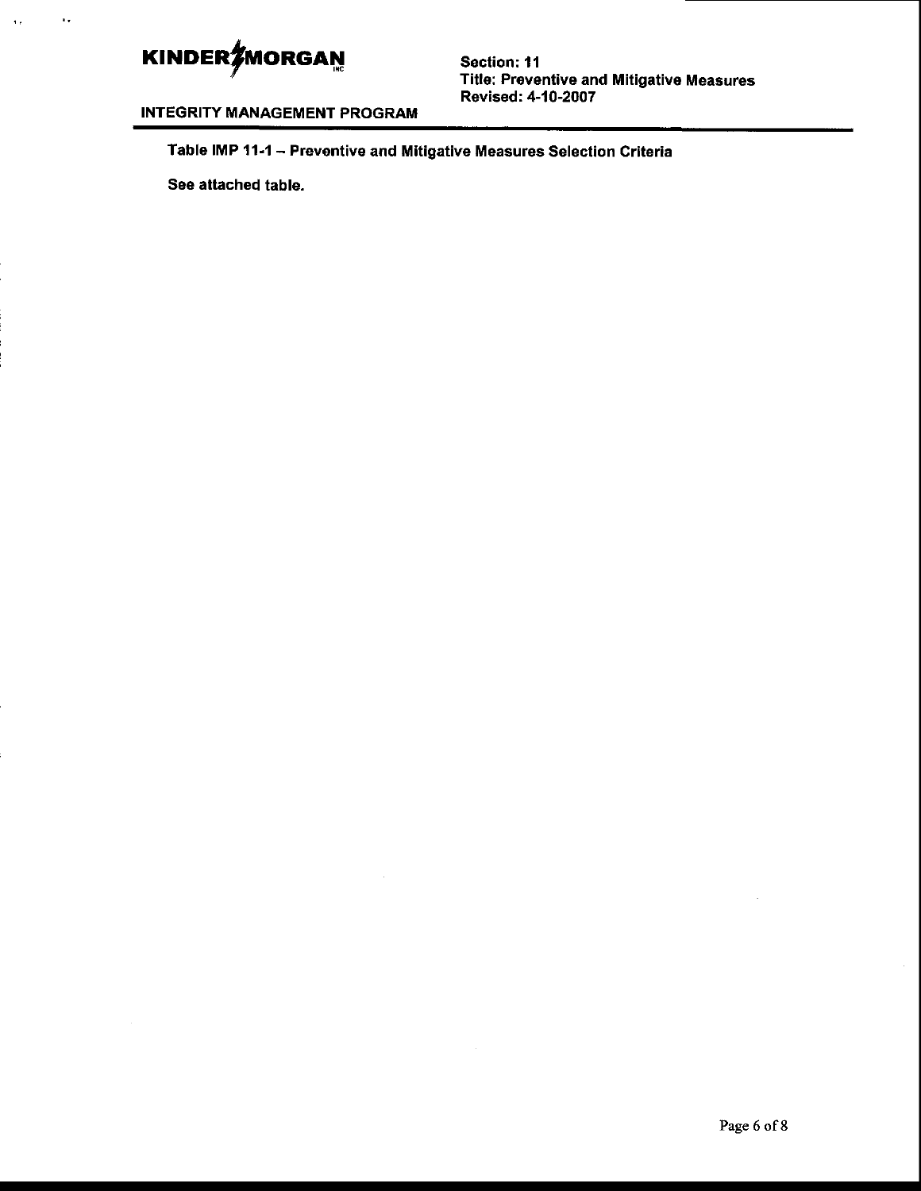**Table IMP 11-1 – Preventive and Mitigative Measures Selection Criteria**

See attached table.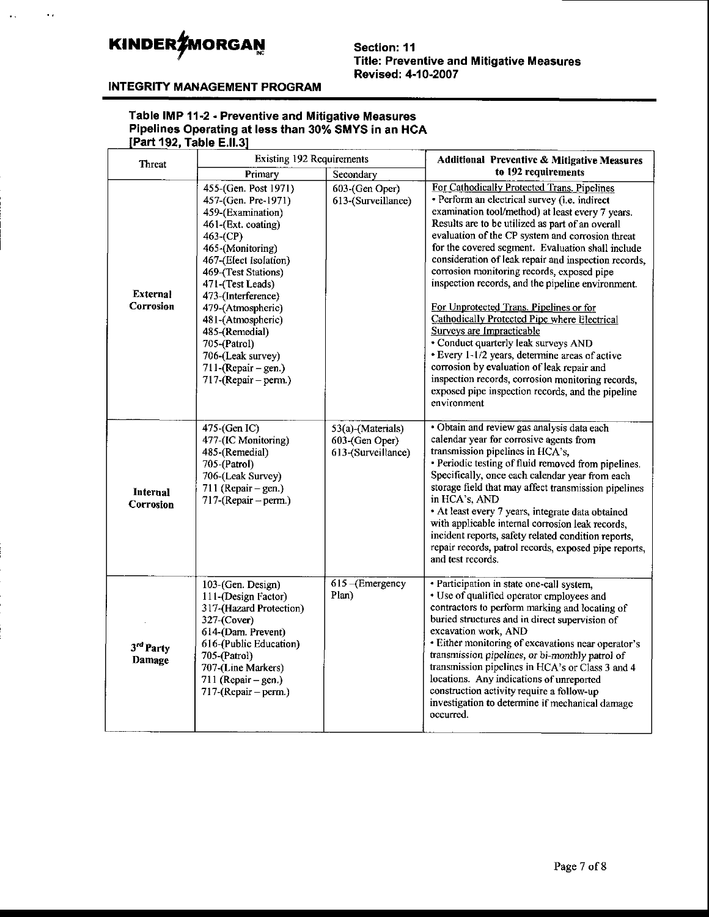**KINDER MORGAN**

**Section: 11**
**Title: Preventive and Mitigative Measures**
**Revised: 4-10-2007**

**INTEGRITY MANAGEMENT PROGRAM**

### Table IMP 11-2 - Preventive and Mitigative Measures Pipelines Operating at less than 30% SMYS in an HCA [Part 192, Table E.II.3]

| Threat | Existing 192 Requirements | | Additional Preventive & Mitigative Measures to 192 requirements |
|---|---|---|---|
| | Primary | Secondary | |
| **External Corrosion** | 455-(Gen. Post 1971)<br>457-(Gen. Pre-1971)<br>459-(Examination)<br>461-(Ext. coating)<br>463-(CP)<br>465-(Monitoring)<br>467-(Elect Isolation)<br>469-(Test Stations)<br>471-(Test Leads)<br>473-(Interference)<br>479-(Atmospheric)<br>481-(Atmospheric)<br>485-(Remedial)<br>705-(Patrol)<br>706-(Leak survey)<br>711-(Repair – gen.)<br>717-(Repair – perm.) | 603-(Gen Oper)<br>613-(Surveillance) | For Cathodically Protected Trans. Pipelines<br>• Perform an electrical survey (i.e. indirect examination tool/method) at least every 7 years. Results are to be utilized as part of an overall evaluation of the CP system and corrosion threat for the covered segment. Evaluation shall include consideration of leak repair and inspection records, corrosion monitoring records, exposed pipe inspection records, and the pipeline environment.<br><br>For Unprotected Trans. Pipelines or for Cathodically Protected Pipe where Electrical Surveys are Impracticable<br>• Conduct quarterly leak surveys AND<br>• Every 1-1/2 years, determine areas of active corrosion by evaluation of leak repair and inspection records, corrosion monitoring records, exposed pipe inspection records, and the pipeline environment |
| **Internal Corrosion** | 475-(Gen IC)<br>477-(IC Monitoring)<br>485-(Remedial)<br>705-(Patrol)<br>706-(Leak Survey)<br>711 (Repair – gen.)<br>717-(Repair – perm.) | 53(a)-(Materials)<br>603-(Gen Oper)<br>613-(Surveillance) | • Obtain and review gas analysis data each calendar year for corrosive agents from transmission pipelines in HCA's,<br>• Periodic testing of fluid removed from pipelines. Specifically, once each calendar year from each storage field that may affect transmission pipelines in HCA's, AND<br>• At least every 7 years, integrate data obtained with applicable internal corrosion leak records, incident reports, safety related condition reports, repair records, patrol records, exposed pipe reports, and test records. |
| **3rd Party Damage** | 103-(Gen. Design)<br>111-(Design Factor)<br>317-(Hazard Protection)<br>327-(Cover)<br>614-(Dam. Prevent)<br>616-(Public Education)<br>705-(Patrol)<br>707-(Line Markers)<br>711 (Repair – gen.)<br>717-(Repair – perm.) | 615 –(Emergency Plan) | • Participation in state one-call system,<br>• Use of qualified operator employees and contractors to perform marking and locating of buried structures and in direct supervision of excavation work, AND<br>• Either monitoring of excavations near operator's transmission pipelines, or bi-monthly patrol of transmission pipelines in HCA's or Class 3 and 4 locations. Any indications of unreported construction activity require a follow-up investigation to determine if mechanical damage occurred. |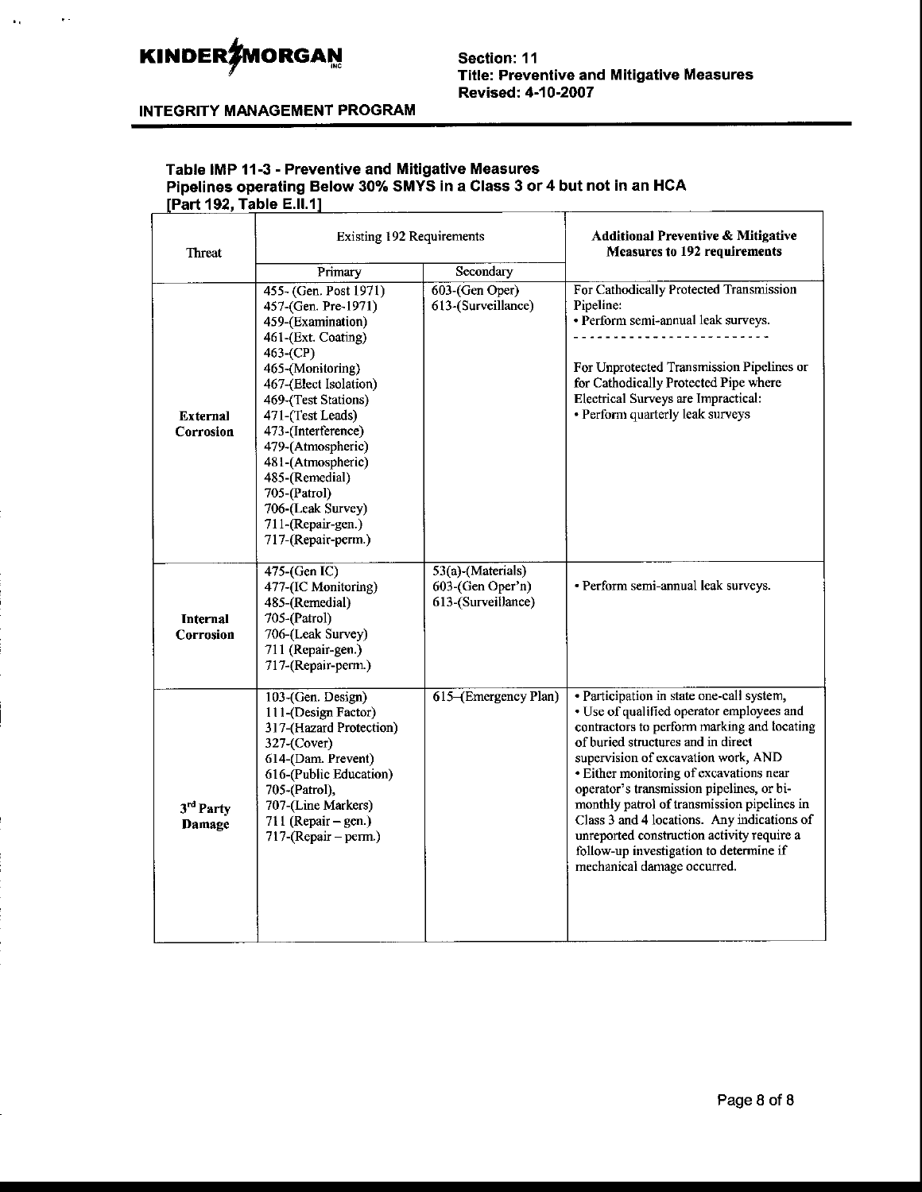**Table IMP 11-3 - Preventive and Mitigative Measures**
**Pipelines operating Below 30% SMYS in a Class 3 or 4 but not in an HCA**
**[Part 192, Table E.II.1]**

| Threat | Existing 192 Requirements | | Additional Preventive & Mitigative Measures to 192 requirements |
|---|---|---|---|
| | Primary | Secondary | |
| **External Corrosion** | 455- (Gen. Post 1971)<br>457-(Gen. Pre-1971)<br>459-(Examination)<br>461-(Ext. Coating)<br>463-(CP)<br>465-(Monitoring)<br>467-(Elect Isolation)<br>469-(Test Stations)<br>471-(Test Leads)<br>473-(Interference)<br>479-(Atmospheric)<br>481-(Atmospheric)<br>485-(Remedial)<br>705-(Patrol)<br>706-(Leak Survey)<br>711-(Repair-gen.)<br>717-(Repair-perm.) | 603-(Gen Oper)<br>613-(Surveillance) | For Cathodically Protected Transmission Pipeline:<br>• Perform semi-annual leak surveys.<br>- - - - - - - - - - - - - - - - - - - - - - - -<br>For Unprotected Transmission Pipelines or for Cathodically Protected Pipe where Electrical Surveys are Impractical:<br>• Perform quarterly leak surveys |
| **Internal Corrosion** | 475-(Gen IC)<br>477-(IC Monitoring)<br>485-(Remedial)<br>705-(Patrol)<br>706-(Leak Survey)<br>711 (Repair-gen.)<br>717-(Repair-perm.) | 53(a)-(Materials)<br>603-(Gen Oper'n)<br>613-(Surveillance) | • Perform semi-annual leak surveys. |
| **3rd Party Damage** | 103-(Gen. Design)<br>111-(Design Factor)<br>317-(Hazard Protection)<br>327-(Cover)<br>614-(Dam. Prevent)<br>616-(Public Education)<br>705-(Patrol),<br>707-(Line Markers)<br>711 (Repair – gen.)<br>717-(Repair – perm.) | 615–(Emergency Plan) | • Participation in state one-call system,<br>• Use of qualified operator employees and contractors to perform marking and locating of buried structures and in direct supervision of excavation work, AND<br>• Either monitoring of excavations near operator's transmission pipelines, or bi-monthly patrol of transmission pipelines in Class 3 and 4 locations. Any indications of unreported construction activity require a follow-up investigation to determine if mechanical damage occurred. |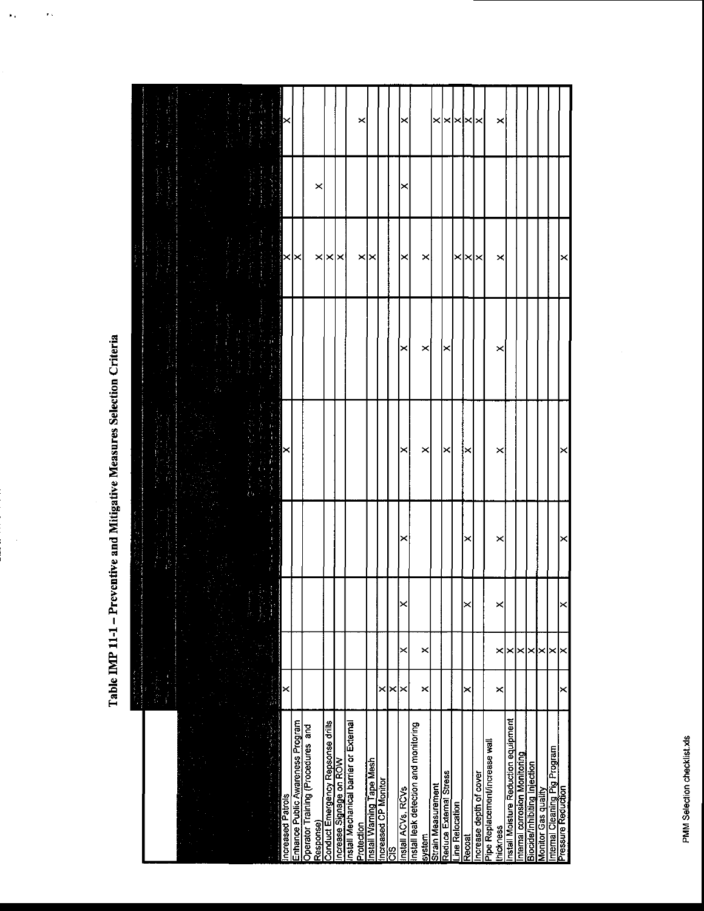# Table IMP 11-1 – Preventive and Mitigative Measures Selection Criteria

| | | | | | | | | | |
|---|---|---|---|---|---|---|---|---|---|
| Increased Patrols | X | | | | X | | X | | X |
| Enhance Public Awareness Program | | | | | | | X | | |
| Operator Training (Procedures and Response) | | | | | | | X | X | |
| Conduct Emergency Repsonse drills | | | | | | | X | | |
| Increase Signage on ROW | | | | | | | X | | |
| Install Mechanical barrier or External Protection | | | | | | | X | | X |
| Install Warning Tape Mesh | | | | | | | X | | |
| Increased CP Monitor | X | | | | | | | | |
| CIS | X | | | | | | | | |
| Install ACVs, RCVs | X | X | X | X | X | X | X | X | X |
| Install leak detection and monitoring system | X | X | | | X | X | X | | |
| Strain Measurement | | | | | | | | | X |
| Reduce External Stress | | | | | X | X | | | X |
| Line Relocation | | | | | | | X | | X |
| Recoat | X | | X | X | X | | X | | X |
| Increase depth of cover | | | | | | | X | | X |
| Pipe Replacement/increase wall thickness | X | X | X | X | X | X | X | | X |
| Install Moisture Reduction equipment | | X | | | | | | | |
| Internal corrosion Monitoring | | X | | | | | | | |
| Biocide/Inhibiting Injection | | X | | | | | | | |
| Monitor Gas quality | | X | | | | | | | |
| Internal Cleaning Pig Program | | X | | | | | | | |
| Pressure Reduction | X | X | X | X | X | | X | | |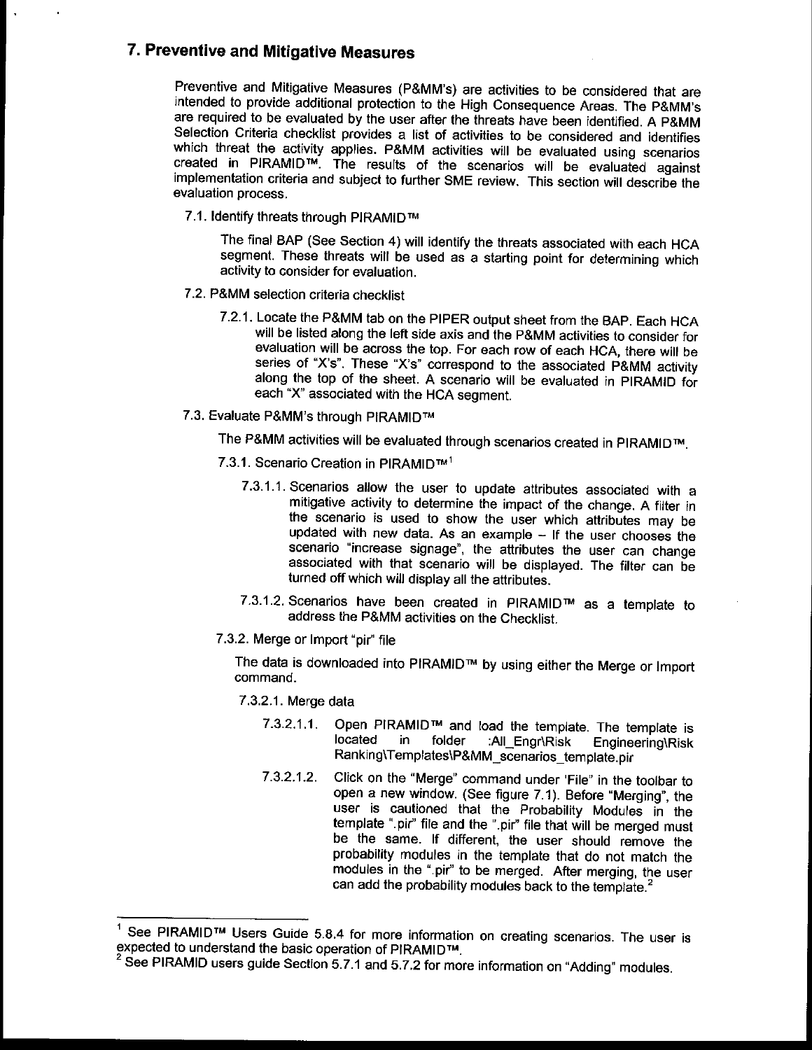## 7. Preventive and Mitigative Measures

Preventive and Mitigative Measures (P&MM's) are activities to be considered that are intended to provide additional protection to the High Consequence Areas. The P&MM's are required to be evaluated by the user after the threats have been identified. A P&MM Selection Criteria checklist provides a list of activities to be considered and identifies which threat the activity applies. P&MM activities will be evaluated using scenarios created in PIRAMID™. The results of the scenarios will be evaluated against implementation criteria and subject to further SME review. This section will describe the evaluation process.

7.1. Identify threats through PIRAMID™

The final BAP (See Section 4) will identify the threats associated with each HCA segment. These threats will be used as a starting point for determining which activity to consider for evaluation.

7.2. P&MM selection criteria checklist

7.2.1. Locate the P&MM tab on the PIPER output sheet from the BAP. Each HCA will be listed along the left side axis and the P&MM activities to consider for evaluation will be across the top. For each row of each HCA, there will be series of "X's". These "X's" correspond to the associated P&MM activity along the top of the sheet. A scenario will be evaluated in PIRAMID for each "X" associated with the HCA segment.

7.3. Evaluate P&MM's through PIRAMID™

The P&MM activities will be evaluated through scenarios created in PIRAMID™.

7.3.1. Scenario Creation in PIRAMID™[1]

7.3.1.1. Scenarios allow the user to update attributes associated with a mitigative activity to determine the impact of the change. A filter in the scenario is used to show the user which attributes may be updated with new data. As an example – If the user chooses the scenario "increase signage", the attributes the user can change associated with that scenario will be displayed. The filter can be turned off which will display all the attributes.

7.3.1.2. Scenarios have been created in PIRAMID™ as a template to address the P&MM activities on the Checklist.

7.3.2. Merge or Import "pir" file

The data is downloaded into PIRAMID™ by using either the Merge or Import command.

7.3.2.1. Merge data

7.3.2.1.1. Open PIRAMID™ and load the template. The template is located in folder :All_Engr\Risk Engineering\Risk Ranking\Templates\P&MM_scenarios_template.pir

7.3.2.1.2. Click on the "Merge" command under 'File" in the toolbar to open a new window. (See figure 7.1). Before "Merging", the user is cautioned that the Probability Modules in the template ".pir" file and the ".pir" file that will be merged must be the same. If different, the user should remove the probability modules in the template that do not match the modules in the ".pir" to be merged. After merging, the user can add the probability modules back to the template.[2]

---

[1] See PIRAMID™ Users Guide 5.8.4 for more information on creating scenarios. The user is expected to understand the basic operation of PIRAMID™.

[2] See PIRAMID users guide Section 5.7.1 and 5.7.2 for more information on "Adding" modules.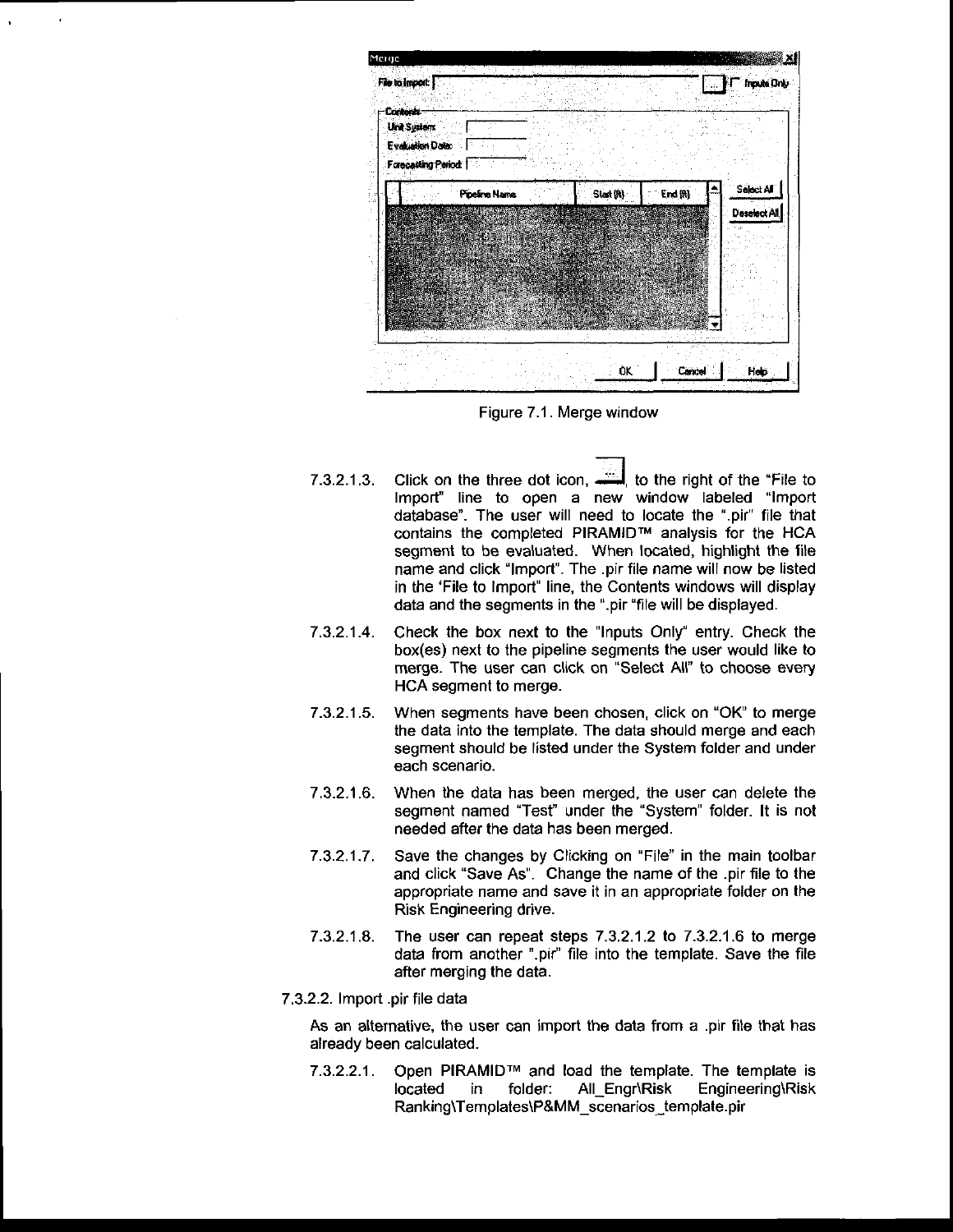Figure 7.1. Merge window

7.3.2.1.3. Click on the three dot icon, , to the right of the "File to Import" line to open a new window labeled "Import database". The user will need to locate the ".pir" file that contains the completed PIRAMID™ analysis for the HCA segment to be evaluated. When located, highlight the file name and click "Import". The .pir file name will now be listed in the 'File to Import" line, the Contents windows will display data and the segments in the ".pir "file will be displayed.

7.3.2.1.4. Check the box next to the "Inputs Only" entry. Check the box(es) next to the pipeline segments the user would like to merge. The user can click on "Select All" to choose every HCA segment to merge.

7.3.2.1.5. When segments have been chosen, click on "OK" to merge the data into the template. The data should merge and each segment should be listed under the System folder and under each scenario.

7.3.2.1.6. When the data has been merged, the user can delete the segment named "Test" under the "System" folder. It is not needed after the data has been merged.

7.3.2.1.7. Save the changes by Clicking on "File" in the main toolbar and click "Save As". Change the name of the .pir file to the appropriate name and save it in an appropriate folder on the Risk Engineering drive.

7.3.2.1.8. The user can repeat steps 7.3.2.1.2 to 7.3.2.1.6 to merge data from another ".pir" file into the template. Save the file after merging the data.

7.3.2.2. Import .pir file data

As an alternative, the user can import the data from a .pir file that has already been calculated.

7.3.2.2.1. Open PIRAMID™ and load the template. The template is located in folder: All_Engr\Risk Engineering\Risk Ranking\Templates\P&MM_scenarios_template.pir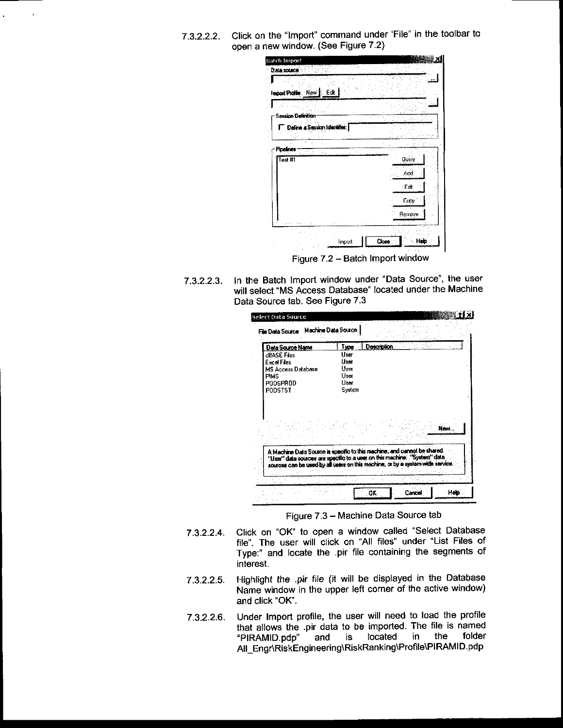7.3.2.2.2. Click on the "Import" command under 'File" in the toolbar to open a new window. (See Figure 7.2)

Figure 7.2 – Batch Import window

7.3.2.2.3. In the Batch Import window under "Data Source", the user will select "MS Access Database" located under the Machine Data Source tab. See Figure 7.3

Figure 7.3 – Machine Data Source tab

7.3.2.2.4. Click on "OK" to open a window called "Select Database file". The user will click on "All files" under "List Files of Type:" and locate the .pir file containing the segments of interest.

7.3.2.2.5. Highlight the *.pir file* (it will be displayed in the Database Name window in the upper left corner of the active window) and click "OK".

7.3.2.2.6. Under Import profile, the user will need to load the profile that allows the .pir data to be imported. The file is named "PIRAMID.pdp" and is located in the folder All_Engr\RiskEngineering\RiskRanking\Profile\PIRAMID.pdp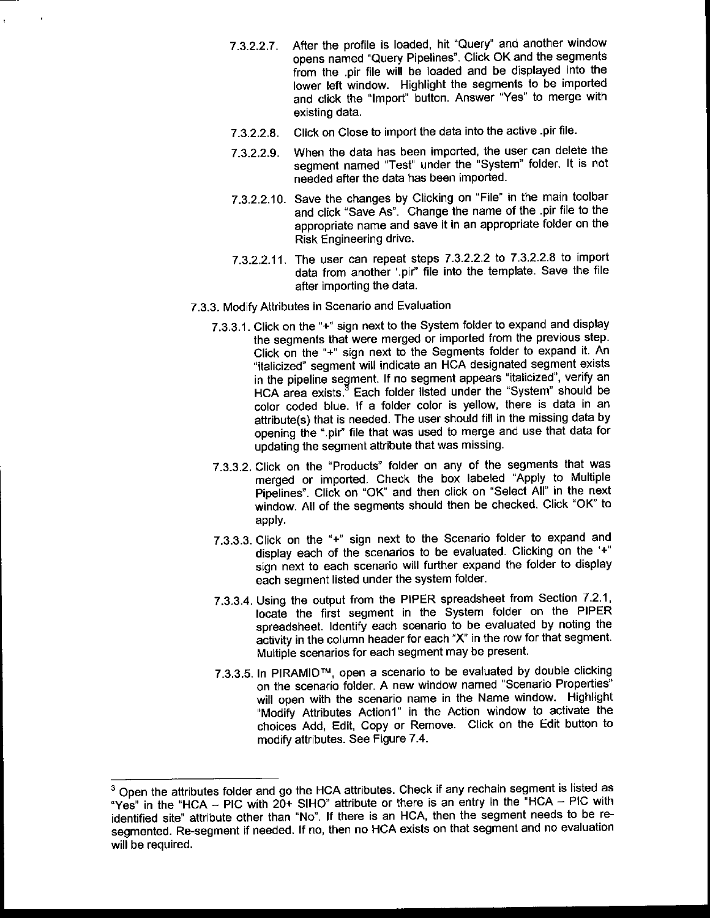7.3.2.2.7. After the profile is loaded, hit "Query" and another window opens named "Query Pipelines". Click OK and the segments from the .pir file will be loaded and be displayed into the lower left window. Highlight the segments to be imported and click the "Import" button. Answer "Yes" to merge with existing data.

7.3.2.2.8. Click on Close to import the data into the active .pir file.

7.3.2.2.9. When the data has been imported, the user can delete the segment named "Test" under the "System" folder. It is not needed after the data has been imported.

7.3.2.2.10. Save the changes by Clicking on "File" in the main toolbar and click "Save As". Change the name of the .pir file to the appropriate name and save it in an appropriate folder on the Risk Engineering drive.

7.3.2.2.11. The user can repeat steps 7.3.2.2.2 to 7.3.2.2.8 to import data from another '.pir" file into the template. Save the file after importing the data.

7.3.3. Modify Attributes in Scenario and Evaluation

7.3.3.1. Click on the "+" sign next to the System folder to expand and display the segments that were merged or imported from the previous step. Click on the "+" sign next to the Segments folder to expand it. An "italicized" segment will indicate an HCA designated segment exists in the pipeline segment. If no segment appears "italicized", verify an HCA area exists.[3] Each folder listed under the "System" should be color coded blue. If a folder color is yellow, there is data in an attribute(s) that is needed. The user should fill in the missing data by opening the ".pir" file that was used to merge and use that data for updating the segment attribute that was missing.

7.3.3.2. Click on the "Products" folder on any of the segments that was merged or imported. Check the box labeled "Apply to Multiple Pipelines". Click on "OK" and then click on "Select All" in the next window. All of the segments should then be checked. Click "OK" to apply.

7.3.3.3. Click on the "+" sign next to the Scenario folder to expand and display each of the scenarios to be evaluated. Clicking on the '+" sign next to each scenario will further expand the folder to display each segment listed under the system folder.

7.3.3.4. Using the output from the PIPER spreadsheet from Section 7.2.1, locate the first segment in the System folder on the PIPER spreadsheet. Identify each scenario to be evaluated by noting the activity in the column header for each "X" in the row for that segment. Multiple scenarios for each segment may be present.

7.3.3.5. In PIRAMID™, open a scenario to be evaluated by double clicking on the scenario folder. A new window named "Scenario Properties" will open with the scenario name in the Name window. Highlight "Modify Attributes Action1" in the Action window to activate the choices Add, Edit, Copy or Remove. Click on the Edit button to modify attributes. See Figure 7.4.

---

[3] Open the attributes folder and go the HCA attributes. Check if any rechain segment is listed as "Yes" in the "HCA – PIC with 20+ SIHO" attribute or there is an entry in the "HCA – PIC with identified site" attribute other than "No". If there is an HCA, then the segment needs to be re-segmented. Re-segment if needed. If no, then no HCA exists on that segment and no evaluation will be required.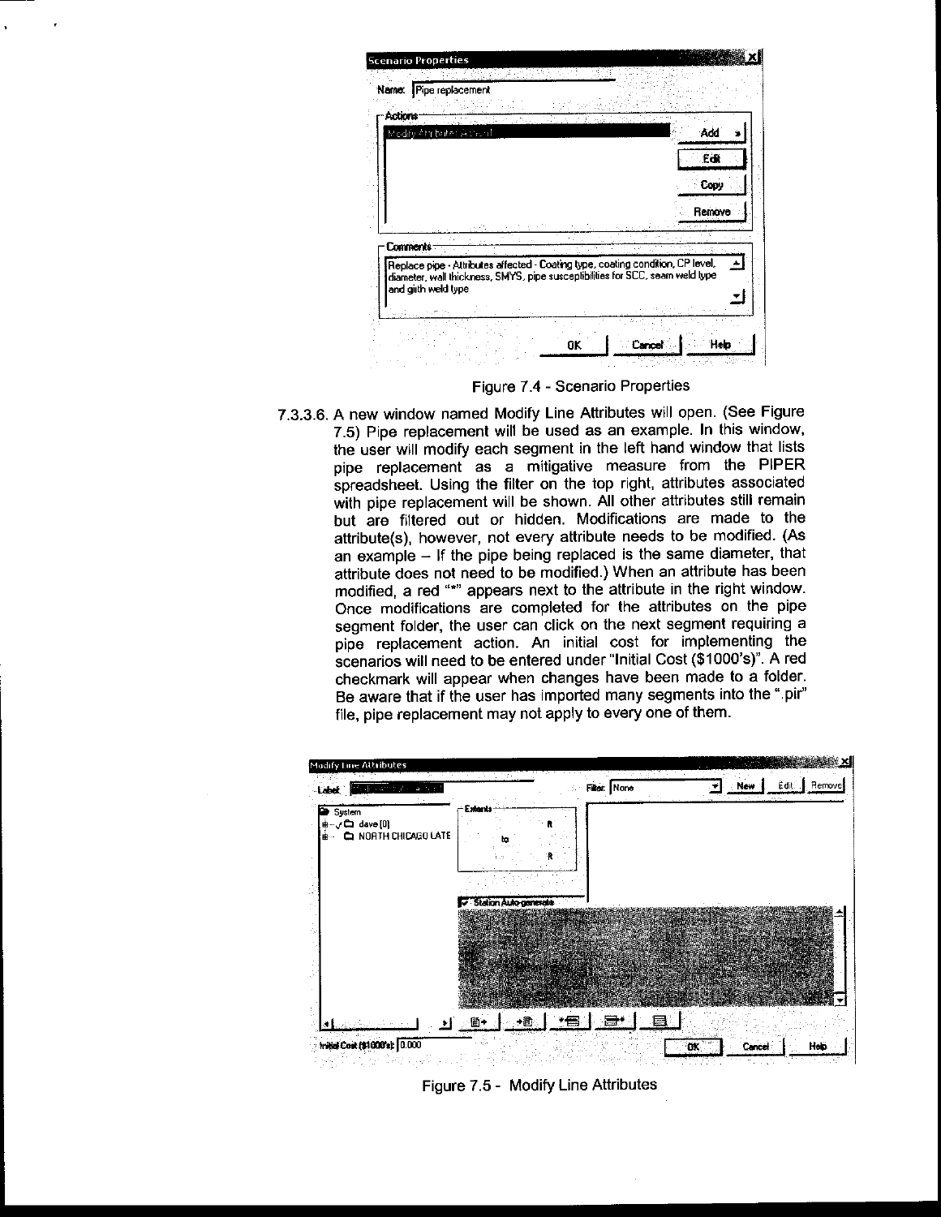Figure 7.4 - Scenario Properties

7.3.3.6. A new window named Modify Line Attributes will open. (See Figure 7.5) Pipe replacement will be used as an example. In this window, the user will modify each segment in the left hand window that lists pipe replacement as a mitigative measure from the PIPER spreadsheet. Using the filter on the top right, attributes associated with pipe replacement will be shown. All other attributes still remain but are filtered out or hidden. Modifications are made to the attribute(s), however, not every attribute needs to be modified. (As an example – If the pipe being replaced is the same diameter, that attribute does not need to be modified.) When an attribute has been modified, a red "*" appears next to the attribute in the right window. Once modifications are completed for the attributes on the pipe segment folder, the user can click on the next segment requiring a pipe replacement action. An initial cost for implementing the scenarios will need to be entered under "Initial Cost ($1000's)". A red checkmark will appear when changes have been made to a folder. Be aware that if the user has imported many segments into the ".pir" file, pipe replacement may not apply to every one of them.

Figure 7.5 - Modify Line Attributes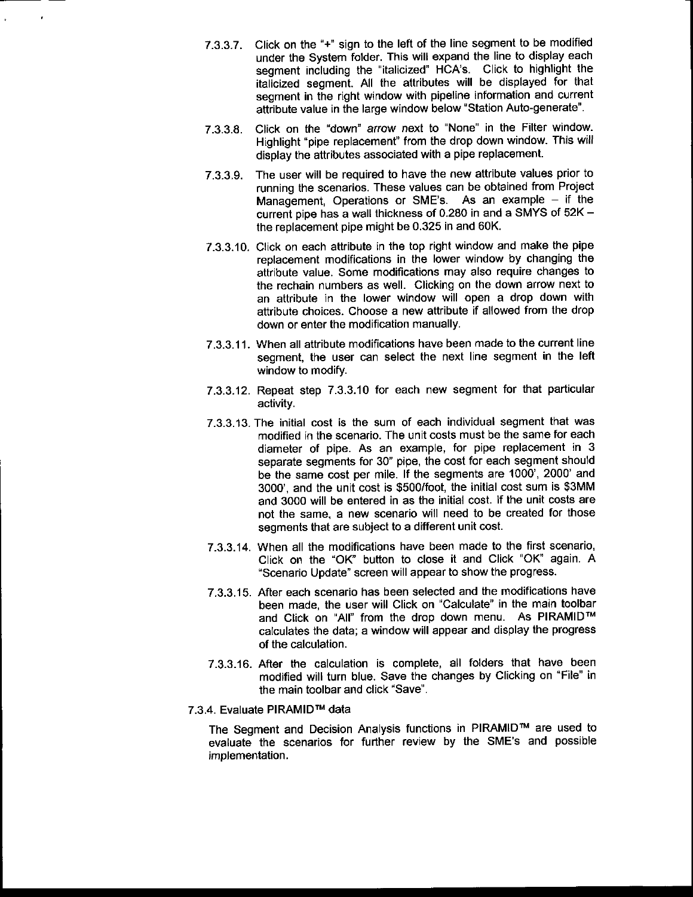7.3.3.7. Click on the "+" sign to the left of the line segment to be modified under the System folder. This will expand the line to display each segment including the "italicized" HCA's. Click to highlight the italicized segment. All the attributes will be displayed for that segment in the right window with pipeline information and current attribute value in the large window below "Station Auto-generate".

7.3.3.8. Click on the "down" *arrow* next to "None" in the Filter window. Highlight "pipe replacement" from the drop down window. This will display the attributes associated with a pipe replacement.

7.3.3.9. The user will be required to have the new attribute values prior to running the scenarios. These values can be obtained from Project Management, Operations or SME's. As an example – if the current pipe has a wall thickness of 0.280 in and a SMYS of 52K – the replacement pipe might be 0.325 in and 60K.

7.3.3.10. Click on each attribute in the top right window and make the pipe replacement modifications in the lower window by changing the attribute value. Some modifications may also require changes to the rechain numbers as well. Clicking on the down arrow next to an attribute in the lower window will open a drop down with attribute choices. Choose a new attribute if allowed from the drop down or enter the modification manually.

7.3.3.11. When all attribute modifications have been made to the current line segment, the user can select the next line segment in the left window to modify.

7.3.3.12. Repeat step 7.3.3.10 for each new segment for that particular activity.

7.3.3.13. The initial cost is the sum of each individual segment that was modified in the scenario. The unit costs must be the same for each diameter of pipe. As an example, for pipe replacement in 3 separate segments for 30" pipe, the cost for each segment should be the same cost per mile. If the segments are 1000', 2000' and 3000', and the unit cost is $500/foot, the initial cost sum is $3MM and 3000 will be entered in as the initial cost. If the unit costs are not the same, a new scenario will need to be created for those segments that are subject to a different unit cost.

7.3.3.14. When all the modifications have been made to the first scenario, Click on the "OK" button to close it and Click "OK" again. A "Scenario Update" screen will appear to show the progress.

7.3.3.15. After each scenario has been selected and the modifications have been made, the user will Click on "Calculate" in the main toolbar and Click on "All" from the drop down menu. As PIRAMID™ calculates the data; a window will appear and display the progress of the calculation.

7.3.3.16. After the calculation is complete, all folders that have been modified will turn blue. Save the changes by Clicking on "File" in the main toolbar and click "Save".

7.3.4. Evaluate PIRAMID™ data

The Segment and Decision Analysis functions in PIRAMID™ are used to evaluate the scenarios for further review by the SME's and possible implementation.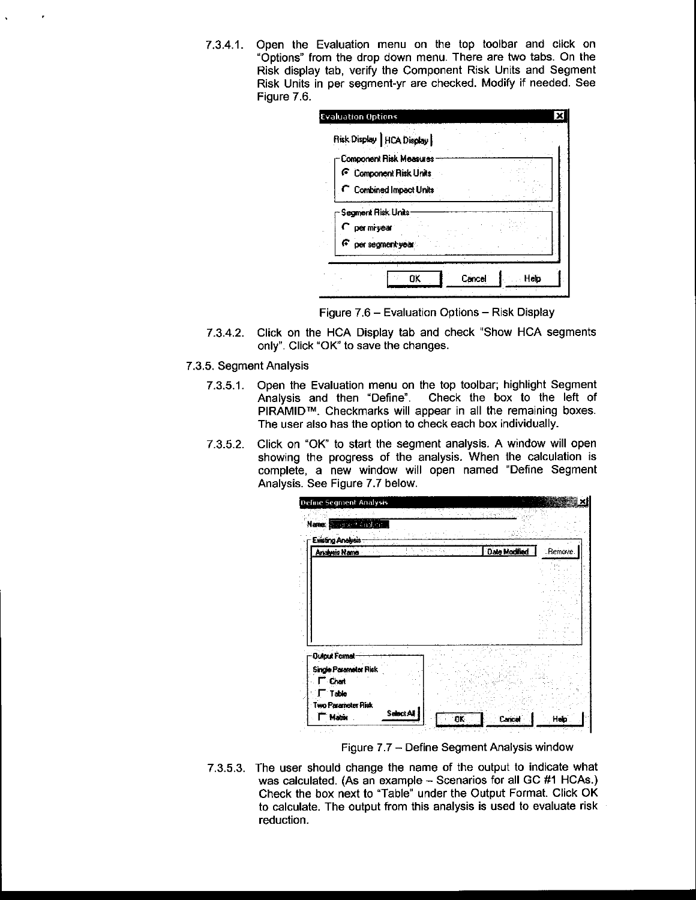7.3.4.1. Open the Evaluation menu on the top toolbar and click on "Options" from the drop down menu. There are two tabs. On the Risk display tab, verify the Component Risk Units and Segment Risk Units in per segment-yr are checked. Modify if needed. See Figure 7.6.

Figure 7.6 – Evaluation Options – Risk Display

7.3.4.2. Click on the HCA Display tab and check "Show HCA segments only". Click "OK" to save the changes.

7.3.5. Segment Analysis

7.3.5.1. Open the Evaluation menu on the top toolbar; highlight Segment Analysis and then "Define". Check the box to the left of PIRAMID™. Checkmarks will appear in all the remaining boxes. The user also has the option to check each box individually.

7.3.5.2. Click on "OK" to start the segment analysis. A window will open showing the progress of the analysis. When the calculation is complete, a new window will open named "Define Segment Analysis. See Figure 7.7 below.

Figure 7.7 – Define Segment Analysis window

7.3.5.3. The user should change the name of the output to indicate what was calculated. (As an example – Scenarios for all GC #1 HCAs.) Check the box next to "Table" under the Output Format. Click OK to calculate. The output from this analysis is used to evaluate risk reduction.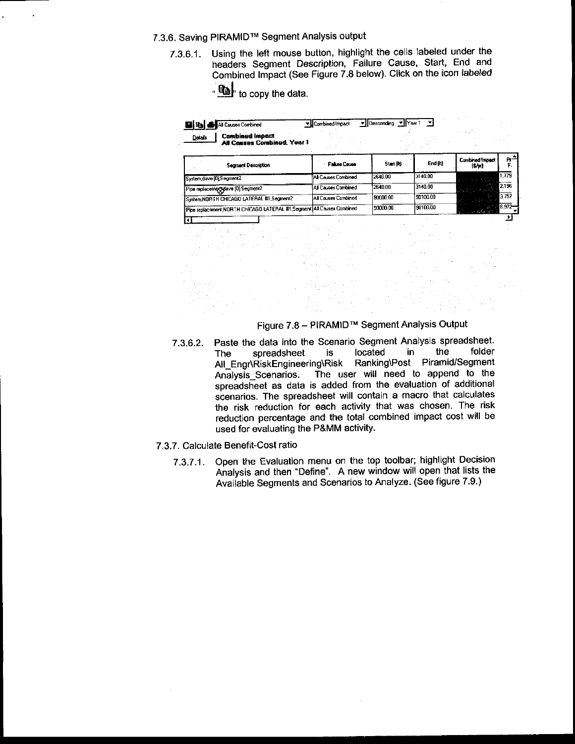7.3.6. Saving PIRAMID™ Segment Analysis output

7.3.6.1. Using the left mouse button, highlight the cells labeled under the headers Segment *Description*, Failure Cause, Start, End and Combined Impact (See Figure 7.8 below). Click on the icon *labeled* " " to copy the data.

| Segment Description | Failure Cause | Start (ft) | End (ft) | Combined Impact ($/yr) | Pr F |
|---|---|---|---|---|---|
| System;dave [0];Segment2 | All Causes Combined | 2640.00 | 3140.00 | | 1.779 |
| Pipe replacement;dave [0];Segment2 | All Causes Combined | 2640.00 | 3140.00 | | 2.196 |
| System;NORTH CHICAGO LATERAL #1;Segment2 | All Causes Combined | 90000.00 | 90100.00 | | 3.757 |
| Pipe replacement;NORTH CHICAGO LATERAL #1;Segment | All Causes Combined | 90000.00 | 90100.00 | | 6.972 |

Figure 7.8 – PIRAMID™ Segment Analysis Output

7.3.6.2. Paste the data into the Scenario Segment Analysis spreadsheet. The spreadsheet is located in the folder All_Engr\RiskEngineering\Risk Ranking\Post Piramid/Segment Analysis_Scenarios. The user will need to append to the spreadsheet as data is added from the evaluation of additional scenarios. The spreadsheet will contain a macro that calculates the risk reduction for each activity that was chosen. The risk reduction percentage and the total combined impact cost will be used for evaluating the P&MM activity.

7.3.7. Calculate Benefit-Cost ratio

7.3.7.1. Open the Evaluation menu on the top toolbar; highlight Decision Analysis and then "Define". A new window will open that lists the Available Segments and Scenarios to Analyze. (See figure 7.9.)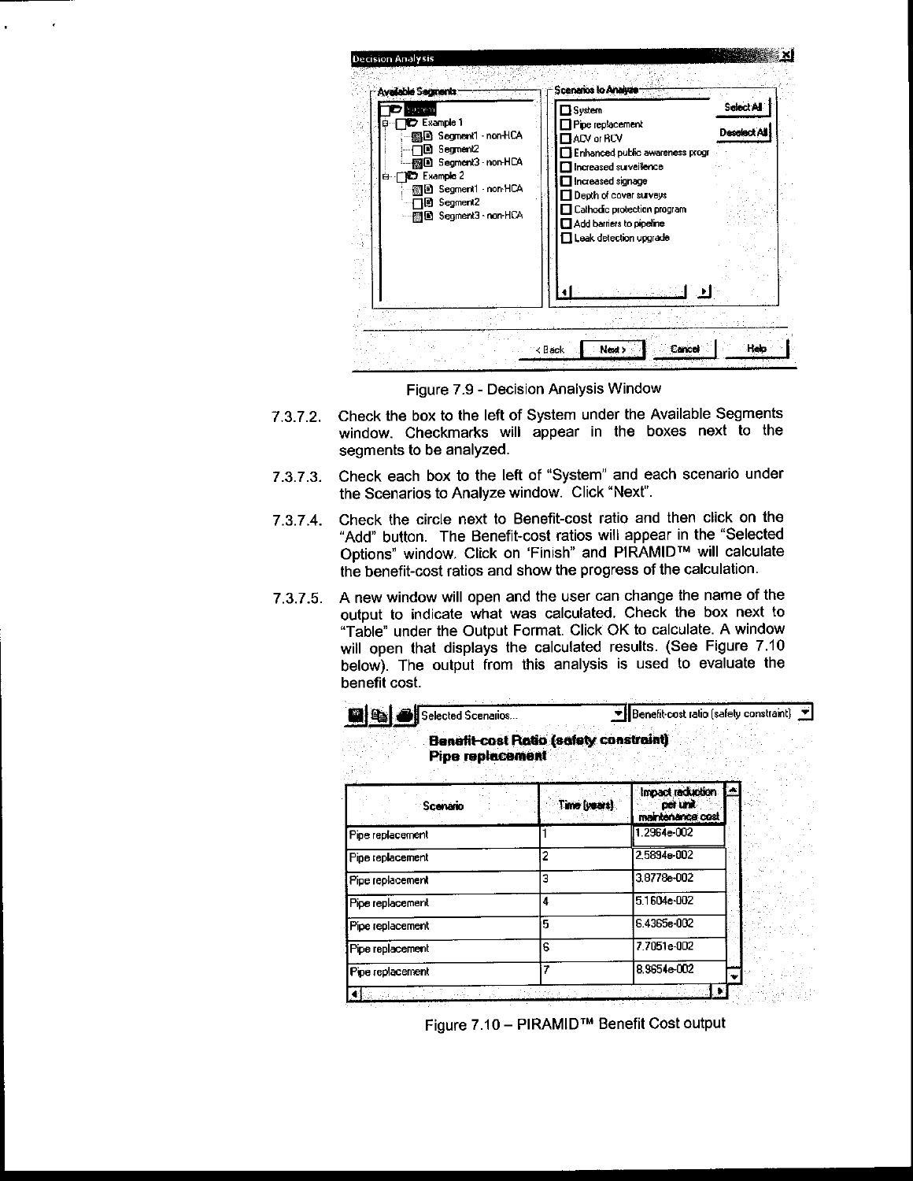Figure 7.9 - Decision Analysis Window

7.3.7.2. Check the box to the left of System under the Available Segments window. Checkmarks will appear in the boxes next to the segments to be analyzed.

7.3.7.3. Check each box to the left of "System" and each scenario under the Scenarios to Analyze window. Click "Next".

7.3.7.4. Check the circle next to Benefit-cost ratio and then click on the "Add" button. The Benefit-cost ratios will appear in the "Selected Options" window. Click on 'Finish" and PIRAMID™ will calculate the benefit-cost ratios and show the progress of the calculation.

7.3.7.5. A new window will open and the user can change the name of the output to indicate what was calculated. Check the box next to "Table" under the Output Format. Click OK to calculate. A window will open that displays the calculated results. (See Figure 7.10 below). The output from this analysis is used to evaluate the benefit cost.

**Benefit-cost Ratio (safety constraint)**
**Pipe replacement**

| Scenario | Time (years) | Impact reduction per unit maintenance cost |
|---|---|---|
| Pipe replacement | 1 | 1.2964e-002 |
| Pipe replacement | 2 | 2.5894e-002 |
| Pipe replacement | 3 | 3.8778e-002 |
| Pipe replacement | 4 | 5.1604e-002 |
| Pipe replacement | 5 | 6.4365e-002 |
| Pipe replacement | 6 | 7.7051e-002 |
| Pipe replacement | 7 | 8.9654e-002 |

Figure 7.10 – PIRAMID™ Benefit Cost output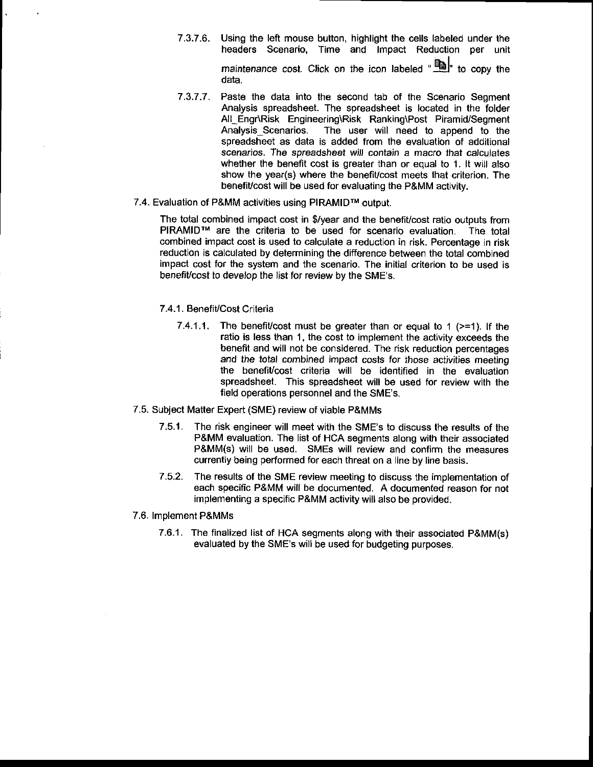7.3.7.6. Using the left mouse button, highlight the cells labeled under the headers Scenario, Time and Impact Reduction per unit maintenance cost. Click on the icon labeled "" to copy the data.

7.3.7.7. Paste the data into the second tab of the Scenario Segment Analysis spreadsheet. The spreadsheet is located in the folder All_Engr\Risk Engineering\Risk Ranking\Post Piramid/Segment Analysis_Scenarios. The user will need to append to the spreadsheet as data is added from the evaluation of additional scenarios. The spreadsheet will contain a macro that calculates whether the benefit cost is greater than or equal to 1. It will also show the year(s) where the benefit/cost meets that criterion. The benefit/cost will be used for evaluating the P&MM activity.

7.4. Evaluation of P&MM activities using PIRAMID™ output.

The total combined impact cost in $/year and the benefit/cost ratio outputs from PIRAMID™ are the criteria to be used for scenario evaluation. The total combined impact cost is used to calculate a reduction in risk. Percentage in risk reduction is calculated by determining the difference between the total combined impact cost for the system and the scenario. The initial criterion to be used is benefit/cost to develop the list for review by the SME's.

7.4.1. Benefit/Cost Criteria

7.4.1.1. The benefit/cost must be greater than or equal to 1 (>=1). If the ratio is less than 1, the cost to implement the activity exceeds the benefit and will not be considered. The risk reduction percentages and the total combined impact costs for those activities meeting the benefit/cost criteria will be identified in the evaluation spreadsheet. This spreadsheet will be used for review with the field operations personnel and the SME's.

7.5. Subject Matter Expert (SME) review of viable P&MMs

7.5.1. The risk engineer will meet with the SME's to discuss the results of the P&MM evaluation. The list of HCA segments along with their associated P&MM(s) will be used. SMEs will review and confirm the measures currently being performed for each threat on a line by line basis.

7.5.2. The results of the SME review meeting to discuss the implementation of each specific P&MM will be documented. A documented reason for not implementing a specific P&MM activity will also be provided.

7.6. Implement P&MMs

7.6.1. The finalized list of HCA segments along with their associated P&MM(s) evaluated by the SME's will be used for budgeting purposes.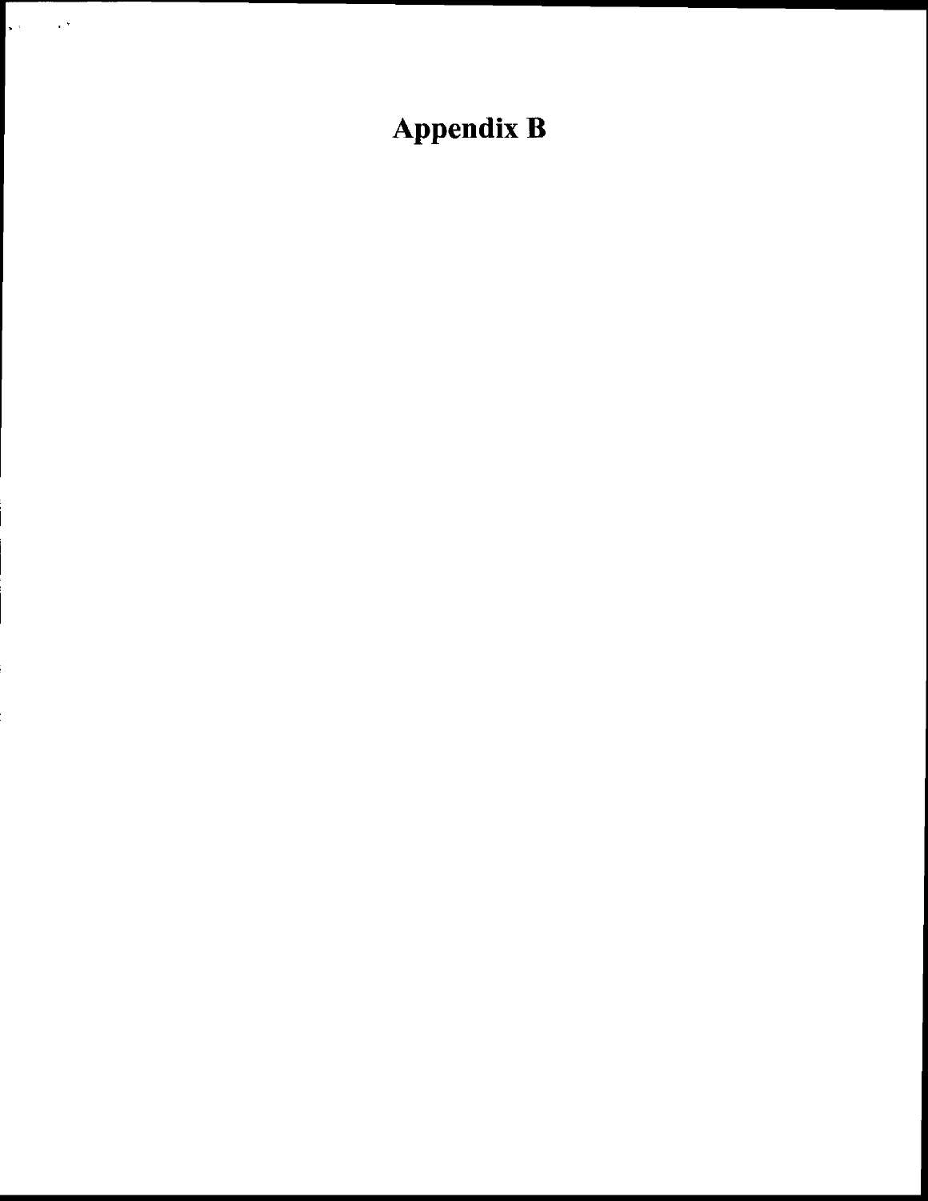# Appendix B